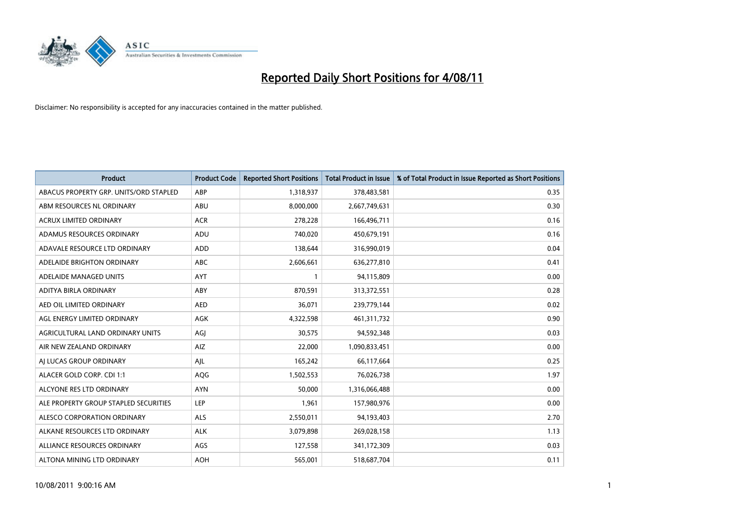# Reported Daily Short Positions for 4/08/11

Disclaimer: No responsibility is accepted for any inaccuracies contained in the matter published.

| Product | Product Code | Reported Short Positions | Total Product in Issue | % of Total Product in Issue Reported as Short Positions |
|---|---|---|---|---|
| ABACUS PROPERTY GRP. UNITS/ORD STAPLED | ABP | 1,318,937 | 378,483,581 | 0.35 |
| ABM RESOURCES NL ORDINARY | ABU | 8,000,000 | 2,667,749,631 | 0.30 |
| ACRUX LIMITED ORDINARY | ACR | 278,228 | 166,496,711 | 0.16 |
| ADAMUS RESOURCES ORDINARY | ADU | 740,020 | 450,679,191 | 0.16 |
| ADAVALE RESOURCE LTD ORDINARY | ADD | 138,644 | 316,990,019 | 0.04 |
| ADELAIDE BRIGHTON ORDINARY | ABC | 2,606,661 | 636,277,810 | 0.41 |
| ADELAIDE MANAGED UNITS | AYT | 1 | 94,115,809 | 0.00 |
| ADITYA BIRLA ORDINARY | ABY | 870,591 | 313,372,551 | 0.28 |
| AED OIL LIMITED ORDINARY | AED | 36,071 | 239,779,144 | 0.02 |
| AGL ENERGY LIMITED ORDINARY | AGK | 4,322,598 | 461,311,732 | 0.90 |
| AGRICULTURAL LAND ORDINARY UNITS | AGJ | 30,575 | 94,592,348 | 0.03 |
| AIR NEW ZEALAND ORDINARY | AIZ | 22,000 | 1,090,833,451 | 0.00 |
| AJ LUCAS GROUP ORDINARY | AJL | 165,242 | 66,117,664 | 0.25 |
| ALACER GOLD CORP. CDI 1:1 | AQG | 1,502,553 | 76,026,738 | 1.97 |
| ALCYONE RES LTD ORDINARY | AYN | 50,000 | 1,316,066,488 | 0.00 |
| ALE PROPERTY GROUP STAPLED SECURITIES | LEP | 1,961 | 157,980,976 | 0.00 |
| ALESCO CORPORATION ORDINARY | ALS | 2,550,011 | 94,193,403 | 2.70 |
| ALKANE RESOURCES LTD ORDINARY | ALK | 3,079,898 | 269,028,158 | 1.13 |
| ALLIANCE RESOURCES ORDINARY | AGS | 127,558 | 341,172,309 | 0.03 |
| ALTONA MINING LTD ORDINARY | AOH | 565,001 | 518,687,704 | 0.11 |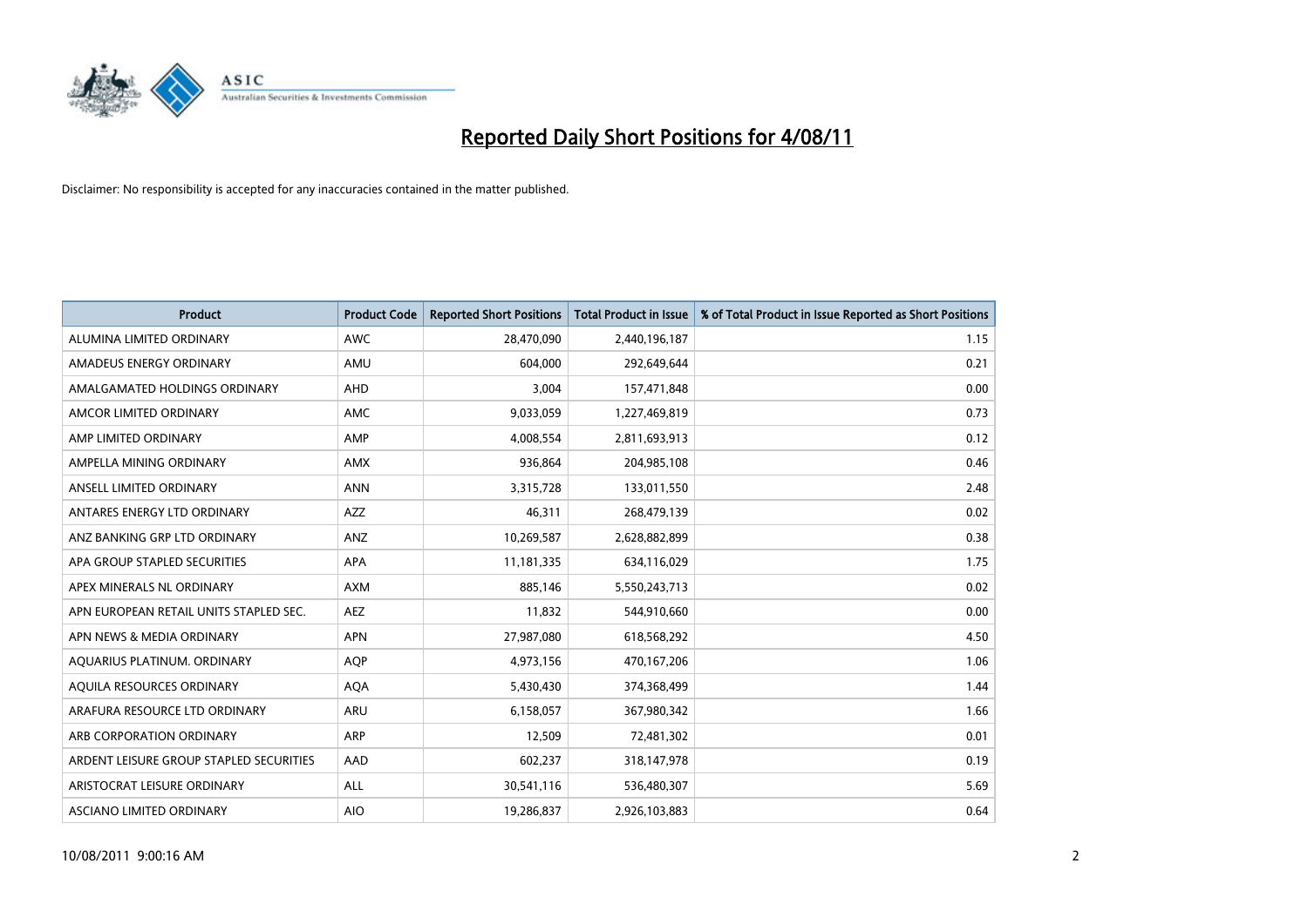# Reported Daily Short Positions for 4/08/11

Disclaimer: No responsibility is accepted for any inaccuracies contained in the matter published.

| Product | Product Code | Reported Short Positions | Total Product in Issue | % of Total Product in Issue Reported as Short Positions |
|---|---|---|---|---|
| ALUMINA LIMITED ORDINARY | AWC | 28,470,090 | 2,440,196,187 | 1.15 |
| AMADEUS ENERGY ORDINARY | AMU | 604,000 | 292,649,644 | 0.21 |
| AMALGAMATED HOLDINGS ORDINARY | AHD | 3,004 | 157,471,848 | 0.00 |
| AMCOR LIMITED ORDINARY | AMC | 9,033,059 | 1,227,469,819 | 0.73 |
| AMP LIMITED ORDINARY | AMP | 4,008,554 | 2,811,693,913 | 0.12 |
| AMPELLA MINING ORDINARY | AMX | 936,864 | 204,985,108 | 0.46 |
| ANSELL LIMITED ORDINARY | ANN | 3,315,728 | 133,011,550 | 2.48 |
| ANTARES ENERGY LTD ORDINARY | AZZ | 46,311 | 268,479,139 | 0.02 |
| ANZ BANKING GRP LTD ORDINARY | ANZ | 10,269,587 | 2,628,882,899 | 0.38 |
| APA GROUP STAPLED SECURITIES | APA | 11,181,335 | 634,116,029 | 1.75 |
| APEX MINERALS NL ORDINARY | AXM | 885,146 | 5,550,243,713 | 0.02 |
| APN EUROPEAN RETAIL UNITS STAPLED SEC. | AEZ | 11,832 | 544,910,660 | 0.00 |
| APN NEWS & MEDIA ORDINARY | APN | 27,987,080 | 618,568,292 | 4.50 |
| AQUARIUS PLATINUM. ORDINARY | AQP | 4,973,156 | 470,167,206 | 1.06 |
| AQUILA RESOURCES ORDINARY | AQA | 5,430,430 | 374,368,499 | 1.44 |
| ARAFURA RESOURCE LTD ORDINARY | ARU | 6,158,057 | 367,980,342 | 1.66 |
| ARB CORPORATION ORDINARY | ARP | 12,509 | 72,481,302 | 0.01 |
| ARDENT LEISURE GROUP STAPLED SECURITIES | AAD | 602,237 | 318,147,978 | 0.19 |
| ARISTOCRAT LEISURE ORDINARY | ALL | 30,541,116 | 536,480,307 | 5.69 |
| ASCIANO LIMITED ORDINARY | AIO | 19,286,837 | 2,926,103,883 | 0.64 |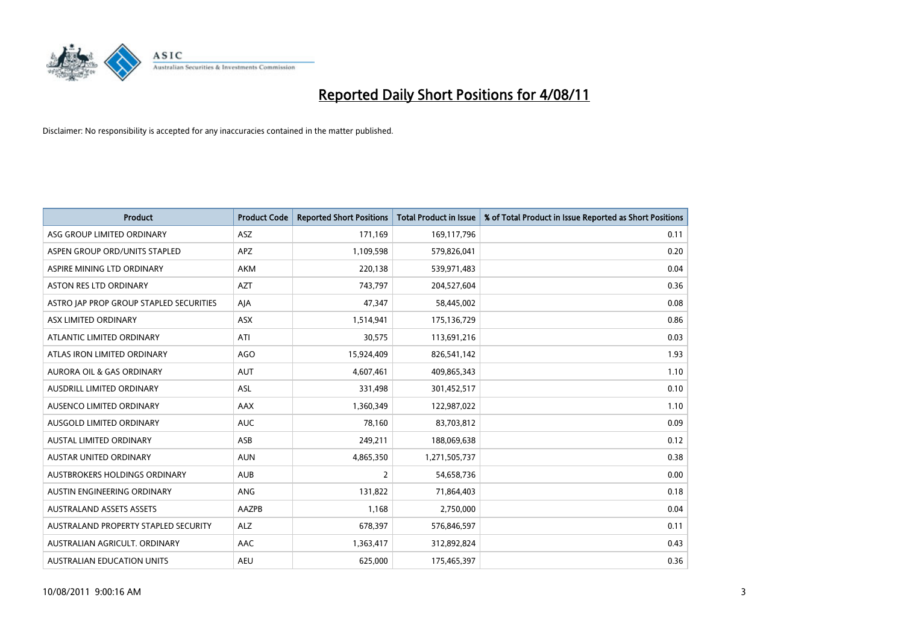# Reported Daily Short Positions for 4/08/11

Disclaimer: No responsibility is accepted for any inaccuracies contained in the matter published.

| Product | Product Code | Reported Short Positions | Total Product in Issue | % of Total Product in Issue Reported as Short Positions |
|---|---|---|---|---|
| ASG GROUP LIMITED ORDINARY | ASZ | 171,169 | 169,117,796 | 0.11 |
| ASPEN GROUP ORD/UNITS STAPLED | APZ | 1,109,598 | 579,826,041 | 0.20 |
| ASPIRE MINING LTD ORDINARY | AKM | 220,138 | 539,971,483 | 0.04 |
| ASTON RES LTD ORDINARY | AZT | 743,797 | 204,527,604 | 0.36 |
| ASTRO JAP PROP GROUP STAPLED SECURITIES | AJA | 47,347 | 58,445,002 | 0.08 |
| ASX LIMITED ORDINARY | ASX | 1,514,941 | 175,136,729 | 0.86 |
| ATLANTIC LIMITED ORDINARY | ATI | 30,575 | 113,691,216 | 0.03 |
| ATLAS IRON LIMITED ORDINARY | AGO | 15,924,409 | 826,541,142 | 1.93 |
| AURORA OIL & GAS ORDINARY | AUT | 4,607,461 | 409,865,343 | 1.10 |
| AUSDRILL LIMITED ORDINARY | ASL | 331,498 | 301,452,517 | 0.10 |
| AUSENCO LIMITED ORDINARY | AAX | 1,360,349 | 122,987,022 | 1.10 |
| AUSGOLD LIMITED ORDINARY | AUC | 78,160 | 83,703,812 | 0.09 |
| AUSTAL LIMITED ORDINARY | ASB | 249,211 | 188,069,638 | 0.12 |
| AUSTAR UNITED ORDINARY | AUN | 4,865,350 | 1,271,505,737 | 0.38 |
| AUSTBROKERS HOLDINGS ORDINARY | AUB | 2 | 54,658,736 | 0.00 |
| AUSTIN ENGINEERING ORDINARY | ANG | 131,822 | 71,864,403 | 0.18 |
| AUSTRALAND ASSETS ASSETS | AAZPB | 1,168 | 2,750,000 | 0.04 |
| AUSTRALAND PROPERTY STAPLED SECURITY | ALZ | 678,397 | 576,846,597 | 0.11 |
| AUSTRALIAN AGRICULT. ORDINARY | AAC | 1,363,417 | 312,892,824 | 0.43 |
| AUSTRALIAN EDUCATION UNITS | AEU | 625,000 | 175,465,397 | 0.36 |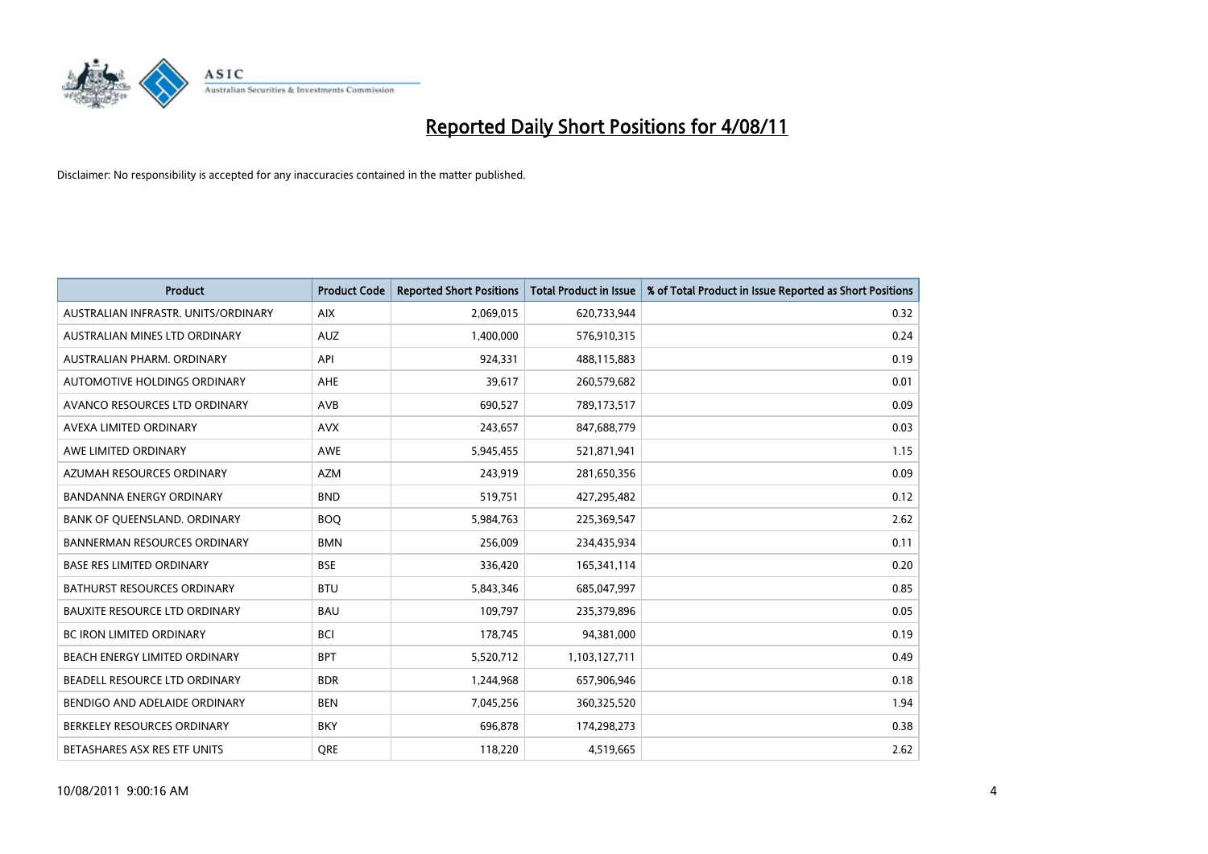# Reported Daily Short Positions for 4/08/11

Disclaimer: No responsibility is accepted for any inaccuracies contained in the matter published.

| Product | Product Code | Reported Short Positions | Total Product in Issue | % of Total Product in Issue Reported as Short Positions |
|---|---|---|---|---|
| AUSTRALIAN INFRASTR. UNITS/ORDINARY | AIX | 2,069,015 | 620,733,944 | 0.32 |
| AUSTRALIAN MINES LTD ORDINARY | AUZ | 1,400,000 | 576,910,315 | 0.24 |
| AUSTRALIAN PHARM. ORDINARY | API | 924,331 | 488,115,883 | 0.19 |
| AUTOMOTIVE HOLDINGS ORDINARY | AHE | 39,617 | 260,579,682 | 0.01 |
| AVANCO RESOURCES LTD ORDINARY | AVB | 690,527 | 789,173,517 | 0.09 |
| AVEXA LIMITED ORDINARY | AVX | 243,657 | 847,688,779 | 0.03 |
| AWE LIMITED ORDINARY | AWE | 5,945,455 | 521,871,941 | 1.15 |
| AZUMAH RESOURCES ORDINARY | AZM | 243,919 | 281,650,356 | 0.09 |
| BANDANNA ENERGY ORDINARY | BND | 519,751 | 427,295,482 | 0.12 |
| BANK OF QUEENSLAND. ORDINARY | BOQ | 5,984,763 | 225,369,547 | 2.62 |
| BANNERMAN RESOURCES ORDINARY | BMN | 256,009 | 234,435,934 | 0.11 |
| BASE RES LIMITED ORDINARY | BSE | 336,420 | 165,341,114 | 0.20 |
| BATHURST RESOURCES ORDINARY | BTU | 5,843,346 | 685,047,997 | 0.85 |
| BAUXITE RESOURCE LTD ORDINARY | BAU | 109,797 | 235,379,896 | 0.05 |
| BC IRON LIMITED ORDINARY | BCI | 178,745 | 94,381,000 | 0.19 |
| BEACH ENERGY LIMITED ORDINARY | BPT | 5,520,712 | 1,103,127,711 | 0.49 |
| BEADELL RESOURCE LTD ORDINARY | BDR | 1,244,968 | 657,906,946 | 0.18 |
| BENDIGO AND ADELAIDE ORDINARY | BEN | 7,045,256 | 360,325,520 | 1.94 |
| BERKELEY RESOURCES ORDINARY | BKY | 696,878 | 174,298,273 | 0.38 |
| BETASHARES ASX RES ETF UNITS | QRE | 118,220 | 4,519,665 | 2.62 |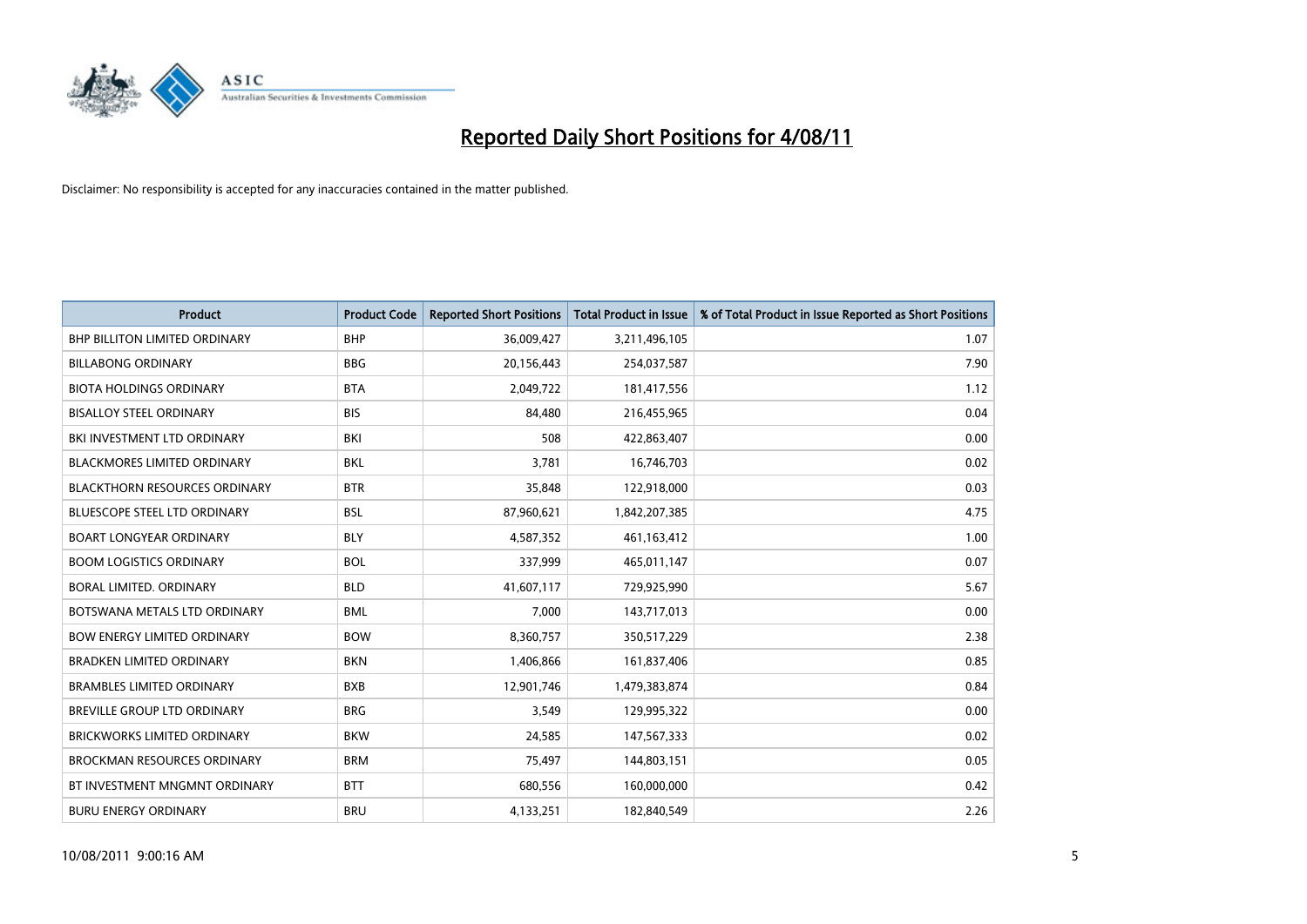# Reported Daily Short Positions for 4/08/11

Disclaimer: No responsibility is accepted for any inaccuracies contained in the matter published.

| Product | Product Code | Reported Short Positions | Total Product in Issue | % of Total Product in Issue Reported as Short Positions |
|---|---|---|---|---|
| BHP BILLITON LIMITED ORDINARY | BHP | 36,009,427 | 3,211,496,105 | 1.07 |
| BILLABONG ORDINARY | BBG | 20,156,443 | 254,037,587 | 7.90 |
| BIOTA HOLDINGS ORDINARY | BTA | 2,049,722 | 181,417,556 | 1.12 |
| BISALLOY STEEL ORDINARY | BIS | 84,480 | 216,455,965 | 0.04 |
| BKI INVESTMENT LTD ORDINARY | BKI | 508 | 422,863,407 | 0.00 |
| BLACKMORES LIMITED ORDINARY | BKL | 3,781 | 16,746,703 | 0.02 |
| BLACKTHORN RESOURCES ORDINARY | BTR | 35,848 | 122,918,000 | 0.03 |
| BLUESCOPE STEEL LTD ORDINARY | BSL | 87,960,621 | 1,842,207,385 | 4.75 |
| BOART LONGYEAR ORDINARY | BLY | 4,587,352 | 461,163,412 | 1.00 |
| BOOM LOGISTICS ORDINARY | BOL | 337,999 | 465,011,147 | 0.07 |
| BORAL LIMITED. ORDINARY | BLD | 41,607,117 | 729,925,990 | 5.67 |
| BOTSWANA METALS LTD ORDINARY | BML | 7,000 | 143,717,013 | 0.00 |
| BOW ENERGY LIMITED ORDINARY | BOW | 8,360,757 | 350,517,229 | 2.38 |
| BRADKEN LIMITED ORDINARY | BKN | 1,406,866 | 161,837,406 | 0.85 |
| BRAMBLES LIMITED ORDINARY | BXB | 12,901,746 | 1,479,383,874 | 0.84 |
| BREVILLE GROUP LTD ORDINARY | BRG | 3,549 | 129,995,322 | 0.00 |
| BRICKWORKS LIMITED ORDINARY | BKW | 24,585 | 147,567,333 | 0.02 |
| BROCKMAN RESOURCES ORDINARY | BRM | 75,497 | 144,803,151 | 0.05 |
| BT INVESTMENT MNGMNT ORDINARY | BTT | 680,556 | 160,000,000 | 0.42 |
| BURU ENERGY ORDINARY | BRU | 4,133,251 | 182,840,549 | 2.26 |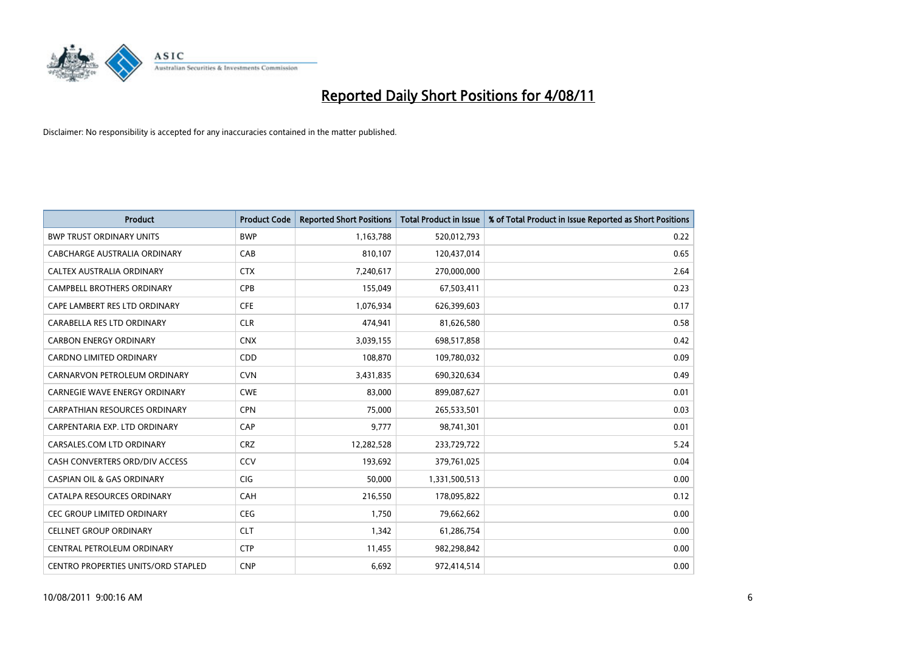# Reported Daily Short Positions for 4/08/11

Disclaimer: No responsibility is accepted for any inaccuracies contained in the matter published.

| Product | Product Code | Reported Short Positions | Total Product in Issue | % of Total Product in Issue Reported as Short Positions |
|---|---|---|---|---|
| BWP TRUST ORDINARY UNITS | BWP | 1,163,788 | 520,012,793 | 0.22 |
| CABCHARGE AUSTRALIA ORDINARY | CAB | 810,107 | 120,437,014 | 0.65 |
| CALTEX AUSTRALIA ORDINARY | CTX | 7,240,617 | 270,000,000 | 2.64 |
| CAMPBELL BROTHERS ORDINARY | CPB | 155,049 | 67,503,411 | 0.23 |
| CAPE LAMBERT RES LTD ORDINARY | CFE | 1,076,934 | 626,399,603 | 0.17 |
| CARABELLA RES LTD ORDINARY | CLR | 474,941 | 81,626,580 | 0.58 |
| CARBON ENERGY ORDINARY | CNX | 3,039,155 | 698,517,858 | 0.42 |
| CARDNO LIMITED ORDINARY | CDD | 108,870 | 109,780,032 | 0.09 |
| CARNARVON PETROLEUM ORDINARY | CVN | 3,431,835 | 690,320,634 | 0.49 |
| CARNEGIE WAVE ENERGY ORDINARY | CWE | 83,000 | 899,087,627 | 0.01 |
| CARPATHIAN RESOURCES ORDINARY | CPN | 75,000 | 265,533,501 | 0.03 |
| CARPENTARIA EXP. LTD ORDINARY | CAP | 9,777 | 98,741,301 | 0.01 |
| CARSALES.COM LTD ORDINARY | CRZ | 12,282,528 | 233,729,722 | 5.24 |
| CASH CONVERTERS ORD/DIV ACCESS | CCV | 193,692 | 379,761,025 | 0.04 |
| CASPIAN OIL & GAS ORDINARY | CIG | 50,000 | 1,331,500,513 | 0.00 |
| CATALPA RESOURCES ORDINARY | CAH | 216,550 | 178,095,822 | 0.12 |
| CEC GROUP LIMITED ORDINARY | CEG | 1,750 | 79,662,662 | 0.00 |
| CELLNET GROUP ORDINARY | CLT | 1,342 | 61,286,754 | 0.00 |
| CENTRAL PETROLEUM ORDINARY | CTP | 11,455 | 982,298,842 | 0.00 |
| CENTRO PROPERTIES UNITS/ORD STAPLED | CNP | 6,692 | 972,414,514 | 0.00 |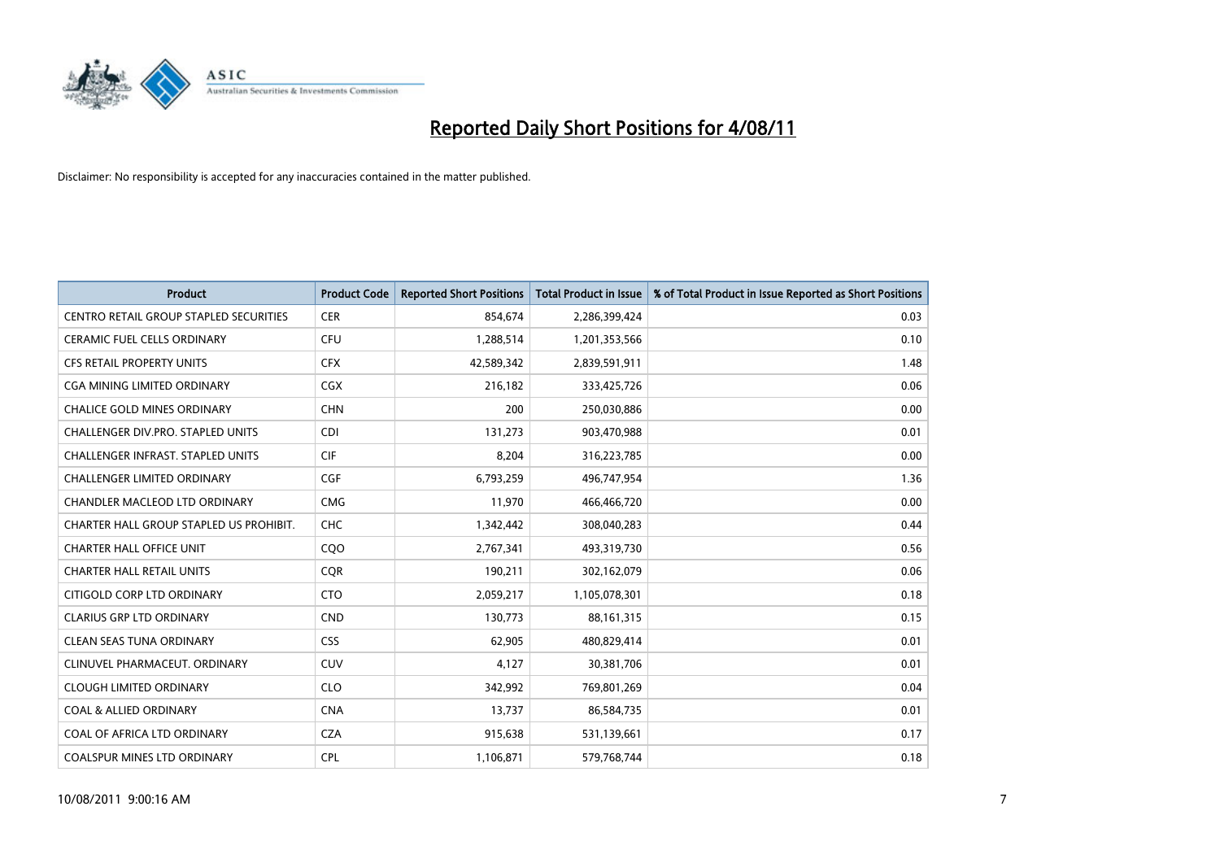# Reported Daily Short Positions for 4/08/11

Disclaimer: No responsibility is accepted for any inaccuracies contained in the matter published.

| Product | Product Code | Reported Short Positions | Total Product in Issue | % of Total Product in Issue Reported as Short Positions |
|---|---|---|---|---|
| CENTRO RETAIL GROUP STAPLED SECURITIES | CER | 854,674 | 2,286,399,424 | 0.03 |
| CERAMIC FUEL CELLS ORDINARY | CFU | 1,288,514 | 1,201,353,566 | 0.10 |
| CFS RETAIL PROPERTY UNITS | CFX | 42,589,342 | 2,839,591,911 | 1.48 |
| CGA MINING LIMITED ORDINARY | CGX | 216,182 | 333,425,726 | 0.06 |
| CHALICE GOLD MINES ORDINARY | CHN | 200 | 250,030,886 | 0.00 |
| CHALLENGER DIV.PRO. STAPLED UNITS | CDI | 131,273 | 903,470,988 | 0.01 |
| CHALLENGER INFRAST. STAPLED UNITS | CIF | 8,204 | 316,223,785 | 0.00 |
| CHALLENGER LIMITED ORDINARY | CGF | 6,793,259 | 496,747,954 | 1.36 |
| CHANDLER MACLEOD LTD ORDINARY | CMG | 11,970 | 466,466,720 | 0.00 |
| CHARTER HALL GROUP STAPLED US PROHIBIT. | CHC | 1,342,442 | 308,040,283 | 0.44 |
| CHARTER HALL OFFICE UNIT | CQO | 2,767,341 | 493,319,730 | 0.56 |
| CHARTER HALL RETAIL UNITS | CQR | 190,211 | 302,162,079 | 0.06 |
| CITIGOLD CORP LTD ORDINARY | CTO | 2,059,217 | 1,105,078,301 | 0.18 |
| CLARIUS GRP LTD ORDINARY | CND | 130,773 | 88,161,315 | 0.15 |
| CLEAN SEAS TUNA ORDINARY | CSS | 62,905 | 480,829,414 | 0.01 |
| CLINUVEL PHARMACEUT. ORDINARY | CUV | 4,127 | 30,381,706 | 0.01 |
| CLOUGH LIMITED ORDINARY | CLO | 342,992 | 769,801,269 | 0.04 |
| COAL & ALLIED ORDINARY | CNA | 13,737 | 86,584,735 | 0.01 |
| COAL OF AFRICA LTD ORDINARY | CZA | 915,638 | 531,139,661 | 0.17 |
| COALSPUR MINES LTD ORDINARY | CPL | 1,106,871 | 579,768,744 | 0.18 |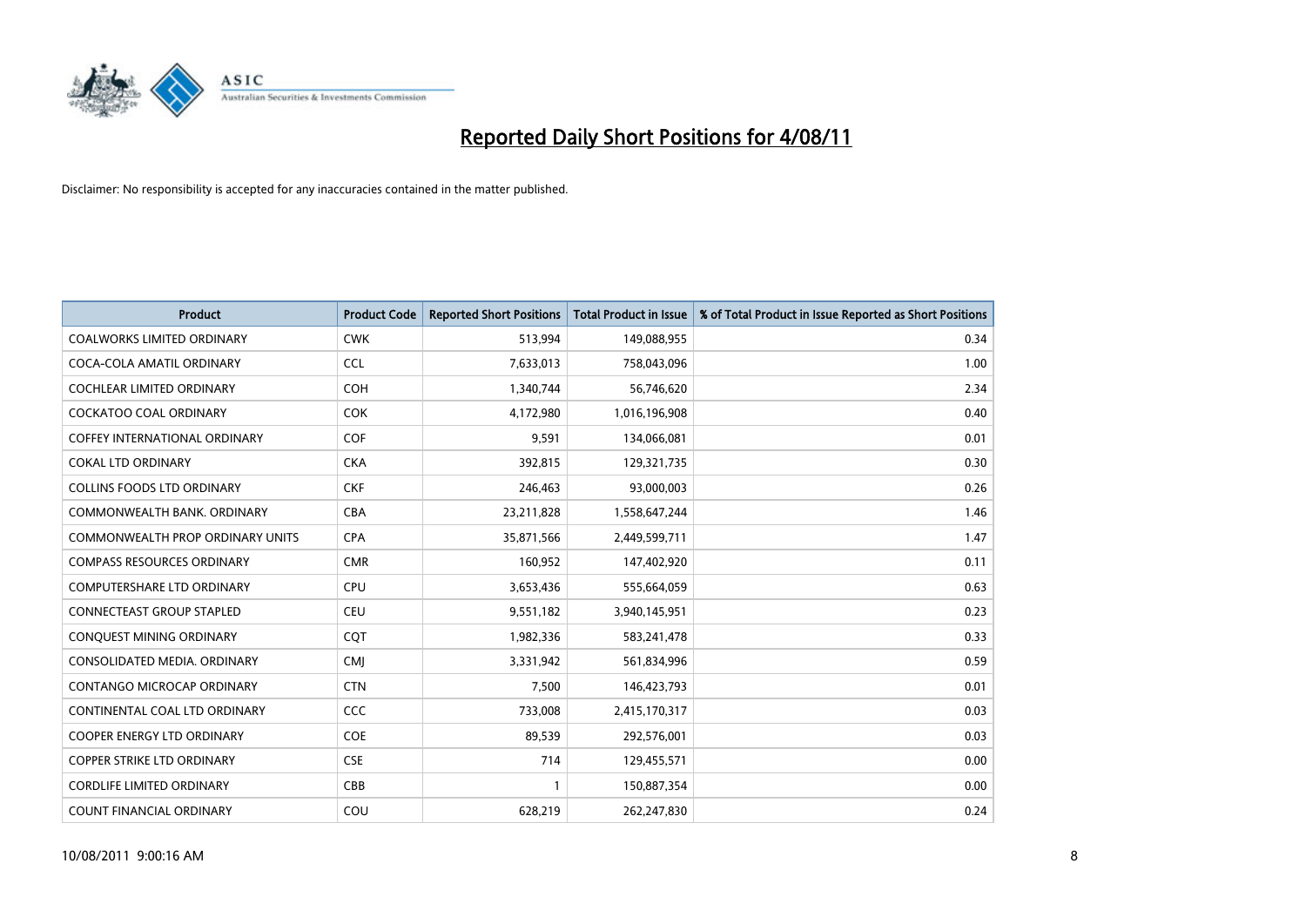# Reported Daily Short Positions for 4/08/11

Disclaimer: No responsibility is accepted for any inaccuracies contained in the matter published.

| Product | Product Code | Reported Short Positions | Total Product in Issue | % of Total Product in Issue Reported as Short Positions |
|---|---|---|---|---|
| COALWORKS LIMITED ORDINARY | CWK | 513,994 | 149,088,955 | 0.34 |
| COCA-COLA AMATIL ORDINARY | CCL | 7,633,013 | 758,043,096 | 1.00 |
| COCHLEAR LIMITED ORDINARY | COH | 1,340,744 | 56,746,620 | 2.34 |
| COCKATOO COAL ORDINARY | COK | 4,172,980 | 1,016,196,908 | 0.40 |
| COFFEY INTERNATIONAL ORDINARY | COF | 9,591 | 134,066,081 | 0.01 |
| COKAL LTD ORDINARY | CKA | 392,815 | 129,321,735 | 0.30 |
| COLLINS FOODS LTD ORDINARY | CKF | 246,463 | 93,000,003 | 0.26 |
| COMMONWEALTH BANK. ORDINARY | CBA | 23,211,828 | 1,558,647,244 | 1.46 |
| COMMONWEALTH PROP ORDINARY UNITS | CPA | 35,871,566 | 2,449,599,711 | 1.47 |
| COMPASS RESOURCES ORDINARY | CMR | 160,952 | 147,402,920 | 0.11 |
| COMPUTERSHARE LTD ORDINARY | CPU | 3,653,436 | 555,664,059 | 0.63 |
| CONNECTEAST GROUP STAPLED | CEU | 9,551,182 | 3,940,145,951 | 0.23 |
| CONQUEST MINING ORDINARY | CQT | 1,982,336 | 583,241,478 | 0.33 |
| CONSOLIDATED MEDIA. ORDINARY | CMJ | 3,331,942 | 561,834,996 | 0.59 |
| CONTANGO MICROCAP ORDINARY | CTN | 7,500 | 146,423,793 | 0.01 |
| CONTINENTAL COAL LTD ORDINARY | CCC | 733,008 | 2,415,170,317 | 0.03 |
| COOPER ENERGY LTD ORDINARY | COE | 89,539 | 292,576,001 | 0.03 |
| COPPER STRIKE LTD ORDINARY | CSE | 714 | 129,455,571 | 0.00 |
| CORDLIFE LIMITED ORDINARY | CBB | 1 | 150,887,354 | 0.00 |
| COUNT FINANCIAL ORDINARY | COU | 628,219 | 262,247,830 | 0.24 |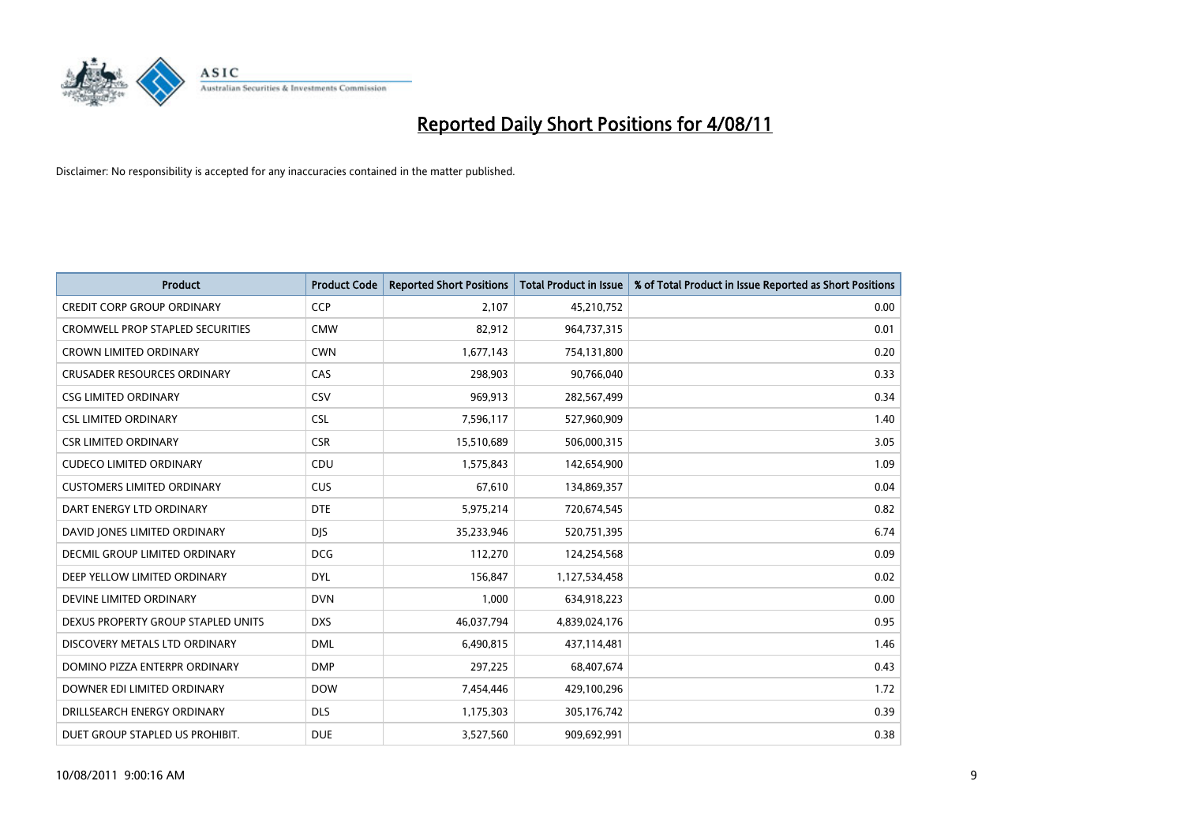# Reported Daily Short Positions for 4/08/11

Disclaimer: No responsibility is accepted for any inaccuracies contained in the matter published.

| Product | Product Code | Reported Short Positions | Total Product in Issue | % of Total Product in Issue Reported as Short Positions |
|---|---|---|---|---|
| CREDIT CORP GROUP ORDINARY | CCP | 2,107 | 45,210,752 | 0.00 |
| CROMWELL PROP STAPLED SECURITIES | CMW | 82,912 | 964,737,315 | 0.01 |
| CROWN LIMITED ORDINARY | CWN | 1,677,143 | 754,131,800 | 0.20 |
| CRUSADER RESOURCES ORDINARY | CAS | 298,903 | 90,766,040 | 0.33 |
| CSG LIMITED ORDINARY | CSV | 969,913 | 282,567,499 | 0.34 |
| CSL LIMITED ORDINARY | CSL | 7,596,117 | 527,960,909 | 1.40 |
| CSR LIMITED ORDINARY | CSR | 15,510,689 | 506,000,315 | 3.05 |
| CUDECO LIMITED ORDINARY | CDU | 1,575,843 | 142,654,900 | 1.09 |
| CUSTOMERS LIMITED ORDINARY | CUS | 67,610 | 134,869,357 | 0.04 |
| DART ENERGY LTD ORDINARY | DTE | 5,975,214 | 720,674,545 | 0.82 |
| DAVID JONES LIMITED ORDINARY | DJS | 35,233,946 | 520,751,395 | 6.74 |
| DECMIL GROUP LIMITED ORDINARY | DCG | 112,270 | 124,254,568 | 0.09 |
| DEEP YELLOW LIMITED ORDINARY | DYL | 156,847 | 1,127,534,458 | 0.02 |
| DEVINE LIMITED ORDINARY | DVN | 1,000 | 634,918,223 | 0.00 |
| DEXUS PROPERTY GROUP STAPLED UNITS | DXS | 46,037,794 | 4,839,024,176 | 0.95 |
| DISCOVERY METALS LTD ORDINARY | DML | 6,490,815 | 437,114,481 | 1.46 |
| DOMINO PIZZA ENTERPR ORDINARY | DMP | 297,225 | 68,407,674 | 0.43 |
| DOWNER EDI LIMITED ORDINARY | DOW | 7,454,446 | 429,100,296 | 1.72 |
| DRILLSEARCH ENERGY ORDINARY | DLS | 1,175,303 | 305,176,742 | 0.39 |
| DUET GROUP STAPLED US PROHIBIT. | DUE | 3,527,560 | 909,692,991 | 0.38 |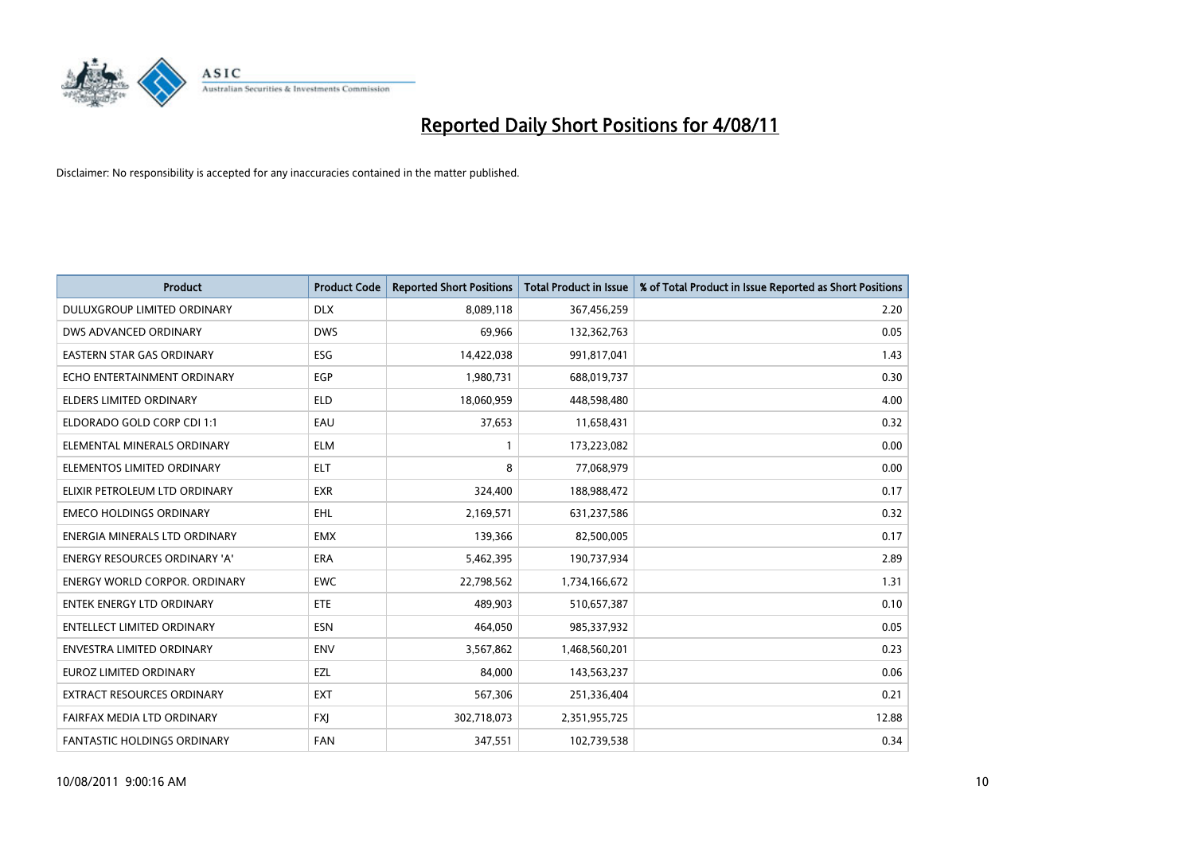# Reported Daily Short Positions for 4/08/11

Disclaimer: No responsibility is accepted for any inaccuracies contained in the matter published.

| Product | Product Code | Reported Short Positions | Total Product in Issue | % of Total Product in Issue Reported as Short Positions |
|---|---|---|---|---|
| DULUXGROUP LIMITED ORDINARY | DLX | 8,089,118 | 367,456,259 | 2.20 |
| DWS ADVANCED ORDINARY | DWS | 69,966 | 132,362,763 | 0.05 |
| EASTERN STAR GAS ORDINARY | ESG | 14,422,038 | 991,817,041 | 1.43 |
| ECHO ENTERTAINMENT ORDINARY | EGP | 1,980,731 | 688,019,737 | 0.30 |
| ELDERS LIMITED ORDINARY | ELD | 18,060,959 | 448,598,480 | 4.00 |
| ELDORADO GOLD CORP CDI 1:1 | EAU | 37,653 | 11,658,431 | 0.32 |
| ELEMENTAL MINERALS ORDINARY | ELM | 1 | 173,223,082 | 0.00 |
| ELEMENTOS LIMITED ORDINARY | ELT | 8 | 77,068,979 | 0.00 |
| ELIXIR PETROLEUM LTD ORDINARY | EXR | 324,400 | 188,988,472 | 0.17 |
| EMECO HOLDINGS ORDINARY | EHL | 2,169,571 | 631,237,586 | 0.32 |
| ENERGIA MINERALS LTD ORDINARY | EMX | 139,366 | 82,500,005 | 0.17 |
| ENERGY RESOURCES ORDINARY 'A' | ERA | 5,462,395 | 190,737,934 | 2.89 |
| ENERGY WORLD CORPOR. ORDINARY | EWC | 22,798,562 | 1,734,166,672 | 1.31 |
| ENTEK ENERGY LTD ORDINARY | ETE | 489,903 | 510,657,387 | 0.10 |
| ENTELLECT LIMITED ORDINARY | ESN | 464,050 | 985,337,932 | 0.05 |
| ENVESTRA LIMITED ORDINARY | ENV | 3,567,862 | 1,468,560,201 | 0.23 |
| EUROZ LIMITED ORDINARY | EZL | 84,000 | 143,563,237 | 0.06 |
| EXTRACT RESOURCES ORDINARY | EXT | 567,306 | 251,336,404 | 0.21 |
| FAIRFAX MEDIA LTD ORDINARY | FXJ | 302,718,073 | 2,351,955,725 | 12.88 |
| FANTASTIC HOLDINGS ORDINARY | FAN | 347,551 | 102,739,538 | 0.34 |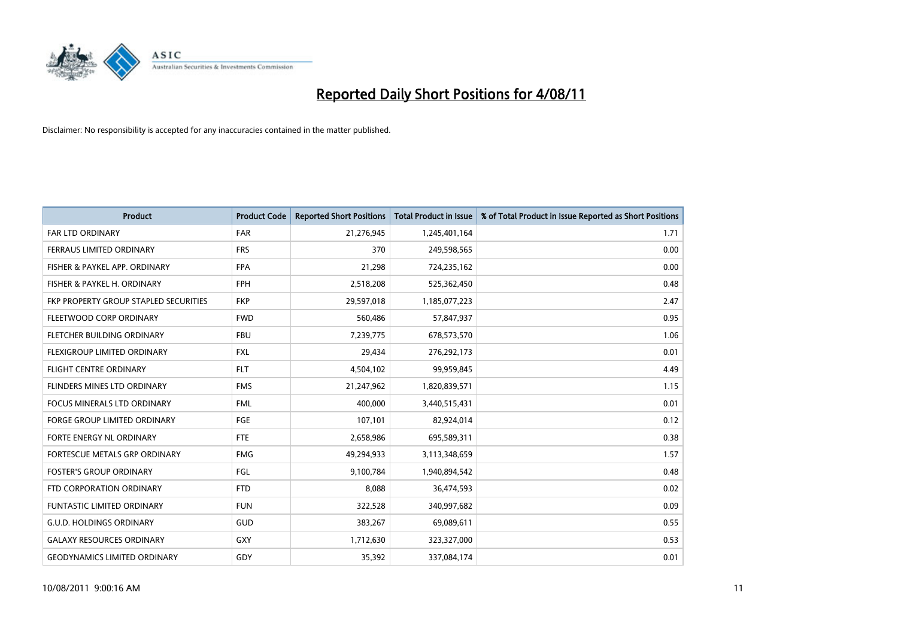# Reported Daily Short Positions for 4/08/11

Disclaimer: No responsibility is accepted for any inaccuracies contained in the matter published.

| Product | Product Code | Reported Short Positions | Total Product in Issue | % of Total Product in Issue Reported as Short Positions |
|---|---|---|---|---|
| FAR LTD ORDINARY | FAR | 21,276,945 | 1,245,401,164 | 1.71 |
| FERRAUS LIMITED ORDINARY | FRS | 370 | 249,598,565 | 0.00 |
| FISHER & PAYKEL APP. ORDINARY | FPA | 21,298 | 724,235,162 | 0.00 |
| FISHER & PAYKEL H. ORDINARY | FPH | 2,518,208 | 525,362,450 | 0.48 |
| FKP PROPERTY GROUP STAPLED SECURITIES | FKP | 29,597,018 | 1,185,077,223 | 2.47 |
| FLEETWOOD CORP ORDINARY | FWD | 560,486 | 57,847,937 | 0.95 |
| FLETCHER BUILDING ORDINARY | FBU | 7,239,775 | 678,573,570 | 1.06 |
| FLEXIGROUP LIMITED ORDINARY | FXL | 29,434 | 276,292,173 | 0.01 |
| FLIGHT CENTRE ORDINARY | FLT | 4,504,102 | 99,959,845 | 4.49 |
| FLINDERS MINES LTD ORDINARY | FMS | 21,247,962 | 1,820,839,571 | 1.15 |
| FOCUS MINERALS LTD ORDINARY | FML | 400,000 | 3,440,515,431 | 0.01 |
| FORGE GROUP LIMITED ORDINARY | FGE | 107,101 | 82,924,014 | 0.12 |
| FORTE ENERGY NL ORDINARY | FTE | 2,658,986 | 695,589,311 | 0.38 |
| FORTESCUE METALS GRP ORDINARY | FMG | 49,294,933 | 3,113,348,659 | 1.57 |
| FOSTER'S GROUP ORDINARY | FGL | 9,100,784 | 1,940,894,542 | 0.48 |
| FTD CORPORATION ORDINARY | FTD | 8,088 | 36,474,593 | 0.02 |
| FUNTASTIC LIMITED ORDINARY | FUN | 322,528 | 340,997,682 | 0.09 |
| G.U.D. HOLDINGS ORDINARY | GUD | 383,267 | 69,089,611 | 0.55 |
| GALAXY RESOURCES ORDINARY | GXY | 1,712,630 | 323,327,000 | 0.53 |
| GEODYNAMICS LIMITED ORDINARY | GDY | 35,392 | 337,084,174 | 0.01 |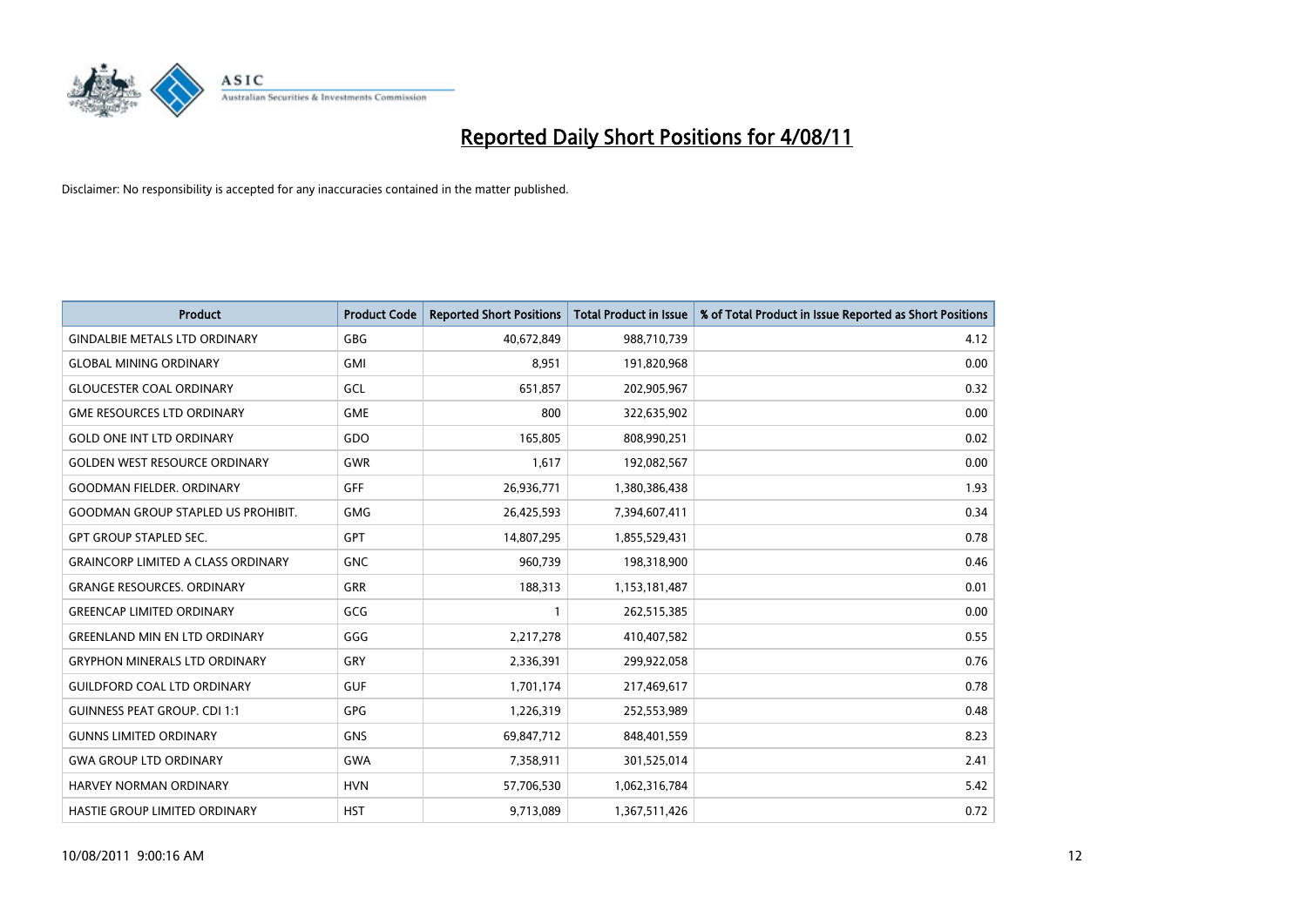# Reported Daily Short Positions for 4/08/11

Disclaimer: No responsibility is accepted for any inaccuracies contained in the matter published.

| Product | Product Code | Reported Short Positions | Total Product in Issue | % of Total Product in Issue Reported as Short Positions |
|---|---|---|---|---|
| GINDALBIE METALS LTD ORDINARY | GBG | 40,672,849 | 988,710,739 | 4.12 |
| GLOBAL MINING ORDINARY | GMI | 8,951 | 191,820,968 | 0.00 |
| GLOUCESTER COAL ORDINARY | GCL | 651,857 | 202,905,967 | 0.32 |
| GME RESOURCES LTD ORDINARY | GME | 800 | 322,635,902 | 0.00 |
| GOLD ONE INT LTD ORDINARY | GDO | 165,805 | 808,990,251 | 0.02 |
| GOLDEN WEST RESOURCE ORDINARY | GWR | 1,617 | 192,082,567 | 0.00 |
| GOODMAN FIELDER. ORDINARY | GFF | 26,936,771 | 1,380,386,438 | 1.93 |
| GOODMAN GROUP STAPLED US PROHIBIT. | GMG | 26,425,593 | 7,394,607,411 | 0.34 |
| GPT GROUP STAPLED SEC. | GPT | 14,807,295 | 1,855,529,431 | 0.78 |
| GRAINCORP LIMITED A CLASS ORDINARY | GNC | 960,739 | 198,318,900 | 0.46 |
| GRANGE RESOURCES. ORDINARY | GRR | 188,313 | 1,153,181,487 | 0.01 |
| GREENCAP LIMITED ORDINARY | GCG | 1 | 262,515,385 | 0.00 |
| GREENLAND MIN EN LTD ORDINARY | GGG | 2,217,278 | 410,407,582 | 0.55 |
| GRYPHON MINERALS LTD ORDINARY | GRY | 2,336,391 | 299,922,058 | 0.76 |
| GUILDFORD COAL LTD ORDINARY | GUF | 1,701,174 | 217,469,617 | 0.78 |
| GUINNESS PEAT GROUP. CDI 1:1 | GPG | 1,226,319 | 252,553,989 | 0.48 |
| GUNNS LIMITED ORDINARY | GNS | 69,847,712 | 848,401,559 | 8.23 |
| GWA GROUP LTD ORDINARY | GWA | 7,358,911 | 301,525,014 | 2.41 |
| HARVEY NORMAN ORDINARY | HVN | 57,706,530 | 1,062,316,784 | 5.42 |
| HASTIE GROUP LIMITED ORDINARY | HST | 9,713,089 | 1,367,511,426 | 0.72 |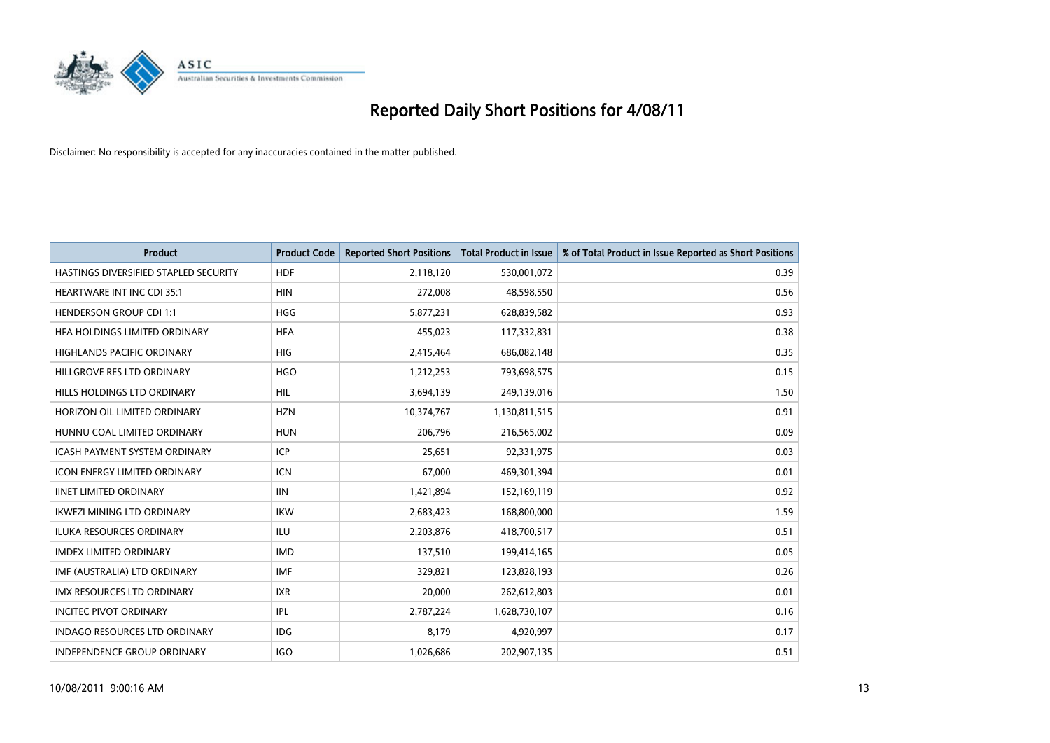# Reported Daily Short Positions for 4/08/11

Disclaimer: No responsibility is accepted for any inaccuracies contained in the matter published.

| Product | Product Code | Reported Short Positions | Total Product in Issue | % of Total Product in Issue Reported as Short Positions |
|---|---|---|---|---|
| HASTINGS DIVERSIFIED STAPLED SECURITY | HDF | 2,118,120 | 530,001,072 | 0.39 |
| HEARTWARE INT INC CDI 35:1 | HIN | 272,008 | 48,598,550 | 0.56 |
| HENDERSON GROUP CDI 1:1 | HGG | 5,877,231 | 628,839,582 | 0.93 |
| HFA HOLDINGS LIMITED ORDINARY | HFA | 455,023 | 117,332,831 | 0.38 |
| HIGHLANDS PACIFIC ORDINARY | HIG | 2,415,464 | 686,082,148 | 0.35 |
| HILLGROVE RES LTD ORDINARY | HGO | 1,212,253 | 793,698,575 | 0.15 |
| HILLS HOLDINGS LTD ORDINARY | HIL | 3,694,139 | 249,139,016 | 1.50 |
| HORIZON OIL LIMITED ORDINARY | HZN | 10,374,767 | 1,130,811,515 | 0.91 |
| HUNNU COAL LIMITED ORDINARY | HUN | 206,796 | 216,565,002 | 0.09 |
| ICASH PAYMENT SYSTEM ORDINARY | ICP | 25,651 | 92,331,975 | 0.03 |
| ICON ENERGY LIMITED ORDINARY | ICN | 67,000 | 469,301,394 | 0.01 |
| IINET LIMITED ORDINARY | IIN | 1,421,894 | 152,169,119 | 0.92 |
| IKWEZI MINING LTD ORDINARY | IKW | 2,683,423 | 168,800,000 | 1.59 |
| ILUKA RESOURCES ORDINARY | ILU | 2,203,876 | 418,700,517 | 0.51 |
| IMDEX LIMITED ORDINARY | IMD | 137,510 | 199,414,165 | 0.05 |
| IMF (AUSTRALIA) LTD ORDINARY | IMF | 329,821 | 123,828,193 | 0.26 |
| IMX RESOURCES LTD ORDINARY | IXR | 20,000 | 262,612,803 | 0.01 |
| INCITEC PIVOT ORDINARY | IPL | 2,787,224 | 1,628,730,107 | 0.16 |
| INDAGO RESOURCES LTD ORDINARY | IDG | 8,179 | 4,920,997 | 0.17 |
| INDEPENDENCE GROUP ORDINARY | IGO | 1,026,686 | 202,907,135 | 0.51 |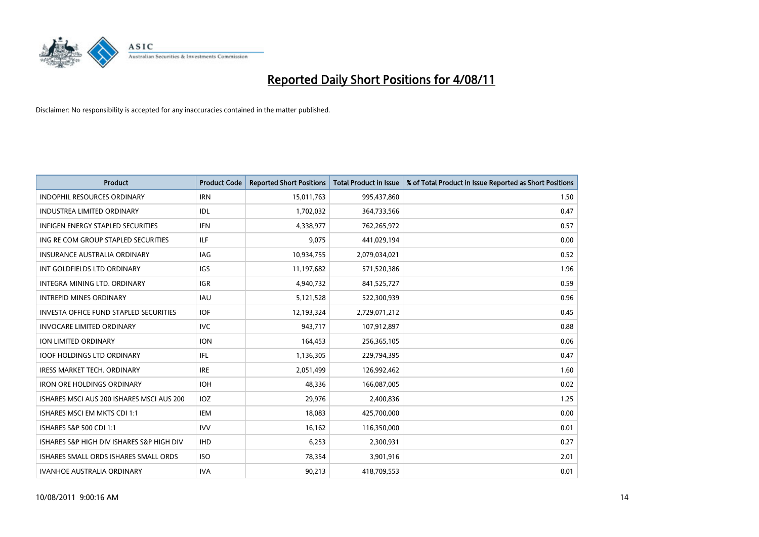# Reported Daily Short Positions for 4/08/11

Disclaimer: No responsibility is accepted for any inaccuracies contained in the matter published.

| Product | Product Code | Reported Short Positions | Total Product in Issue | % of Total Product in Issue Reported as Short Positions |
|---|---|---|---|---|
| INDOPHIL RESOURCES ORDINARY | IRN | 15,011,763 | 995,437,860 | 1.50 |
| INDUSTREA LIMITED ORDINARY | IDL | 1,702,032 | 364,733,566 | 0.47 |
| INFIGEN ENERGY STAPLED SECURITIES | IFN | 4,338,977 | 762,265,972 | 0.57 |
| ING RE COM GROUP STAPLED SECURITIES | ILF | 9,075 | 441,029,194 | 0.00 |
| INSURANCE AUSTRALIA ORDINARY | IAG | 10,934,755 | 2,079,034,021 | 0.52 |
| INT GOLDFIELDS LTD ORDINARY | IGS | 11,197,682 | 571,520,386 | 1.96 |
| INTEGRA MINING LTD. ORDINARY | IGR | 4,940,732 | 841,525,727 | 0.59 |
| INTREPID MINES ORDINARY | IAU | 5,121,528 | 522,300,939 | 0.96 |
| INVESTA OFFICE FUND STAPLED SECURITIES | IOF | 12,193,324 | 2,729,071,212 | 0.45 |
| INVOCARE LIMITED ORDINARY | IVC | 943,717 | 107,912,897 | 0.88 |
| ION LIMITED ORDINARY | ION | 164,453 | 256,365,105 | 0.06 |
| IOOF HOLDINGS LTD ORDINARY | IFL | 1,136,305 | 229,794,395 | 0.47 |
| IRESS MARKET TECH. ORDINARY | IRE | 2,051,499 | 126,992,462 | 1.60 |
| IRON ORE HOLDINGS ORDINARY | IOH | 48,336 | 166,087,005 | 0.02 |
| ISHARES MSCI AUS 200 ISHARES MSCI AUS 200 | IOZ | 29,976 | 2,400,836 | 1.25 |
| ISHARES MSCI EM MKTS CDI 1:1 | IEM | 18,083 | 425,700,000 | 0.00 |
| ISHARES S&P 500 CDI 1:1 | IVV | 16,162 | 116,350,000 | 0.01 |
| ISHARES S&P HIGH DIV ISHARES S&P HIGH DIV | IHD | 6,253 | 2,300,931 | 0.27 |
| ISHARES SMALL ORDS ISHARES SMALL ORDS | ISO | 78,354 | 3,901,916 | 2.01 |
| IVANHOE AUSTRALIA ORDINARY | IVA | 90,213 | 418,709,553 | 0.01 |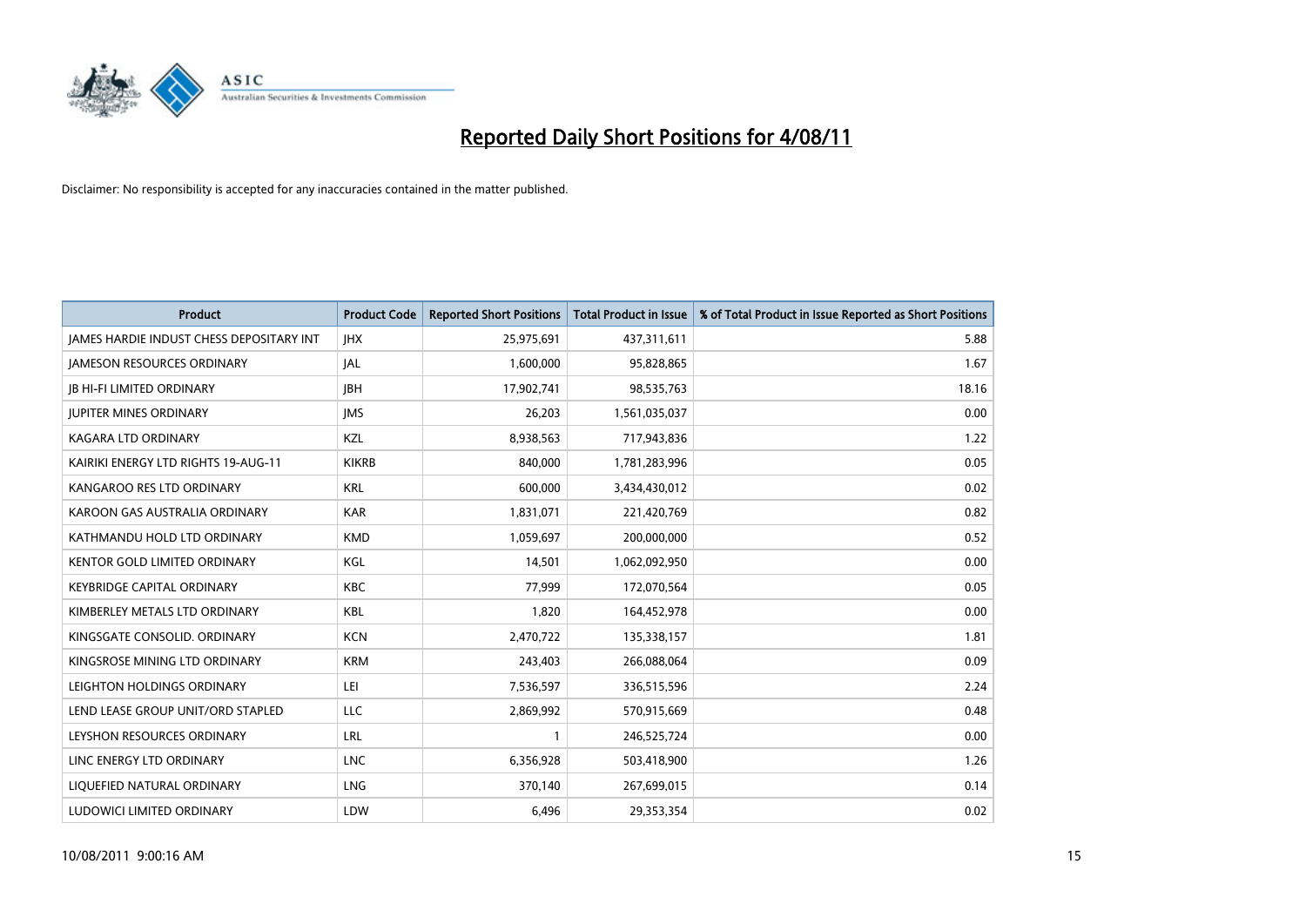# Reported Daily Short Positions for 4/08/11

Disclaimer: No responsibility is accepted for any inaccuracies contained in the matter published.

| Product | Product Code | Reported Short Positions | Total Product in Issue | % of Total Product in Issue Reported as Short Positions |
|---|---|---|---|---|
| JAMES HARDIE INDUST CHESS DEPOSITARY INT | JHX | 25,975,691 | 437,311,611 | 5.88 |
| JAMESON RESOURCES ORDINARY | JAL | 1,600,000 | 95,828,865 | 1.67 |
| JB HI-FI LIMITED ORDINARY | JBH | 17,902,741 | 98,535,763 | 18.16 |
| JUPITER MINES ORDINARY | JMS | 26,203 | 1,561,035,037 | 0.00 |
| KAGARA LTD ORDINARY | KZL | 8,938,563 | 717,943,836 | 1.22 |
| KAIRIKI ENERGY LTD RIGHTS 19-AUG-11 | KIKRB | 840,000 | 1,781,283,996 | 0.05 |
| KANGAROO RES LTD ORDINARY | KRL | 600,000 | 3,434,430,012 | 0.02 |
| KAROON GAS AUSTRALIA ORDINARY | KAR | 1,831,071 | 221,420,769 | 0.82 |
| KATHMANDU HOLD LTD ORDINARY | KMD | 1,059,697 | 200,000,000 | 0.52 |
| KENTOR GOLD LIMITED ORDINARY | KGL | 14,501 | 1,062,092,950 | 0.00 |
| KEYBRIDGE CAPITAL ORDINARY | KBC | 77,999 | 172,070,564 | 0.05 |
| KIMBERLEY METALS LTD ORDINARY | KBL | 1,820 | 164,452,978 | 0.00 |
| KINGSGATE CONSOLID. ORDINARY | KCN | 2,470,722 | 135,338,157 | 1.81 |
| KINGSROSE MINING LTD ORDINARY | KRM | 243,403 | 266,088,064 | 0.09 |
| LEIGHTON HOLDINGS ORDINARY | LEI | 7,536,597 | 336,515,596 | 2.24 |
| LEND LEASE GROUP UNIT/ORD STAPLED | LLC | 2,869,992 | 570,915,669 | 0.48 |
| LEYSHON RESOURCES ORDINARY | LRL | 1 | 246,525,724 | 0.00 |
| LINC ENERGY LTD ORDINARY | LNC | 6,356,928 | 503,418,900 | 1.26 |
| LIQUEFIED NATURAL ORDINARY | LNG | 370,140 | 267,699,015 | 0.14 |
| LUDOWICI LIMITED ORDINARY | LDW | 6,496 | 29,353,354 | 0.02 |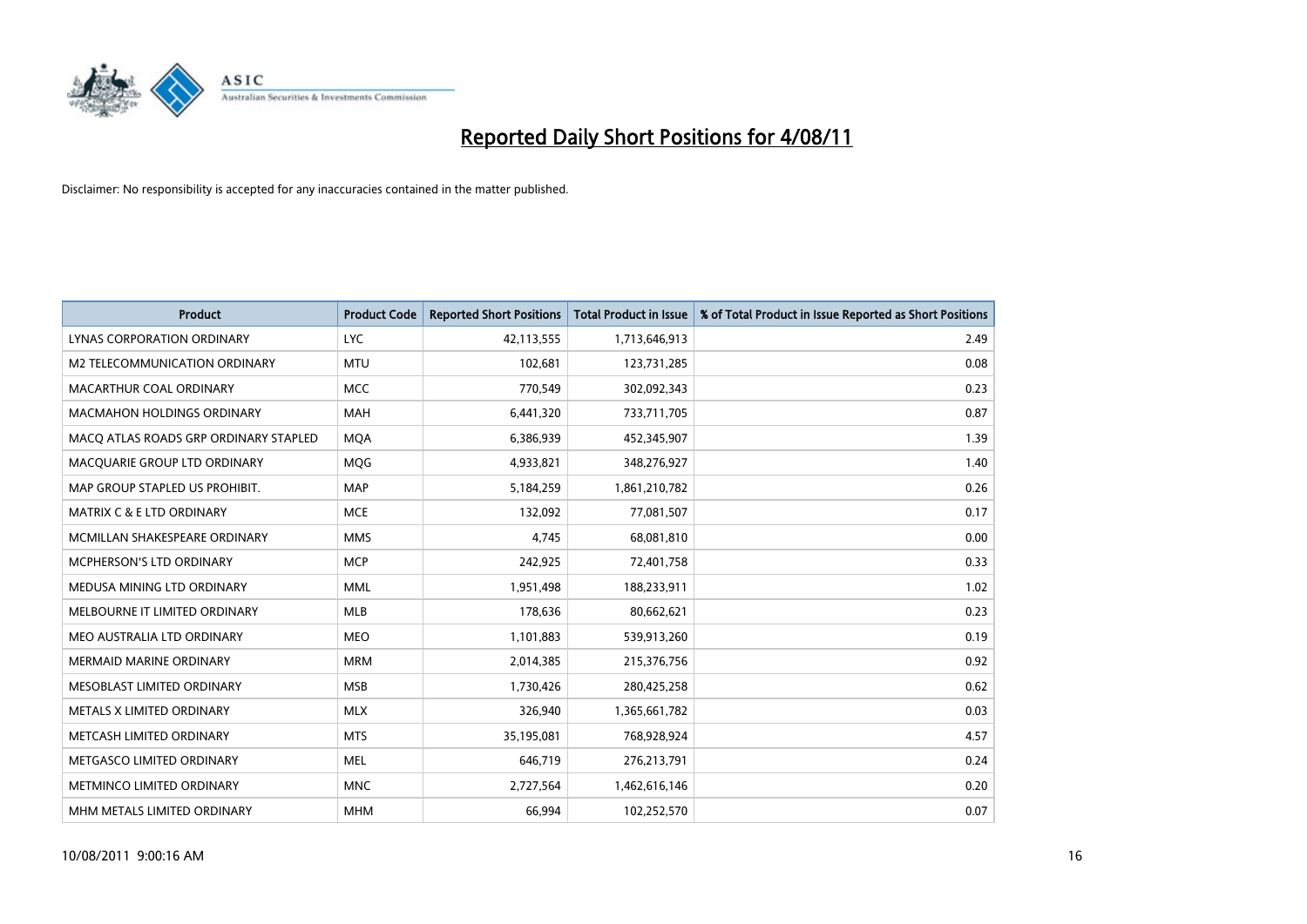# Reported Daily Short Positions for 4/08/11

Disclaimer: No responsibility is accepted for any inaccuracies contained in the matter published.

| Product | Product Code | Reported Short Positions | Total Product in Issue | % of Total Product in Issue Reported as Short Positions |
|---|---|---|---|---|
| LYNAS CORPORATION ORDINARY | LYC | 42,113,555 | 1,713,646,913 | 2.49 |
| M2 TELECOMMUNICATION ORDINARY | MTU | 102,681 | 123,731,285 | 0.08 |
| MACARTHUR COAL ORDINARY | MCC | 770,549 | 302,092,343 | 0.23 |
| MACMAHON HOLDINGS ORDINARY | MAH | 6,441,320 | 733,711,705 | 0.87 |
| MACQ ATLAS ROADS GRP ORDINARY STAPLED | MQA | 6,386,939 | 452,345,907 | 1.39 |
| MACQUARIE GROUP LTD ORDINARY | MQG | 4,933,821 | 348,276,927 | 1.40 |
| MAP GROUP STAPLED US PROHIBIT. | MAP | 5,184,259 | 1,861,210,782 | 0.26 |
| MATRIX C & E LTD ORDINARY | MCE | 132,092 | 77,081,507 | 0.17 |
| MCMILLAN SHAKESPEARE ORDINARY | MMS | 4,745 | 68,081,810 | 0.00 |
| MCPHERSON'S LTD ORDINARY | MCP | 242,925 | 72,401,758 | 0.33 |
| MEDUSA MINING LTD ORDINARY | MML | 1,951,498 | 188,233,911 | 1.02 |
| MELBOURNE IT LIMITED ORDINARY | MLB | 178,636 | 80,662,621 | 0.23 |
| MEO AUSTRALIA LTD ORDINARY | MEO | 1,101,883 | 539,913,260 | 0.19 |
| MERMAID MARINE ORDINARY | MRM | 2,014,385 | 215,376,756 | 0.92 |
| MESOBLAST LIMITED ORDINARY | MSB | 1,730,426 | 280,425,258 | 0.62 |
| METALS X LIMITED ORDINARY | MLX | 326,940 | 1,365,661,782 | 0.03 |
| METCASH LIMITED ORDINARY | MTS | 35,195,081 | 768,928,924 | 4.57 |
| METGASCO LIMITED ORDINARY | MEL | 646,719 | 276,213,791 | 0.24 |
| METMINCO LIMITED ORDINARY | MNC | 2,727,564 | 1,462,616,146 | 0.20 |
| MHM METALS LIMITED ORDINARY | MHM | 66,994 | 102,252,570 | 0.07 |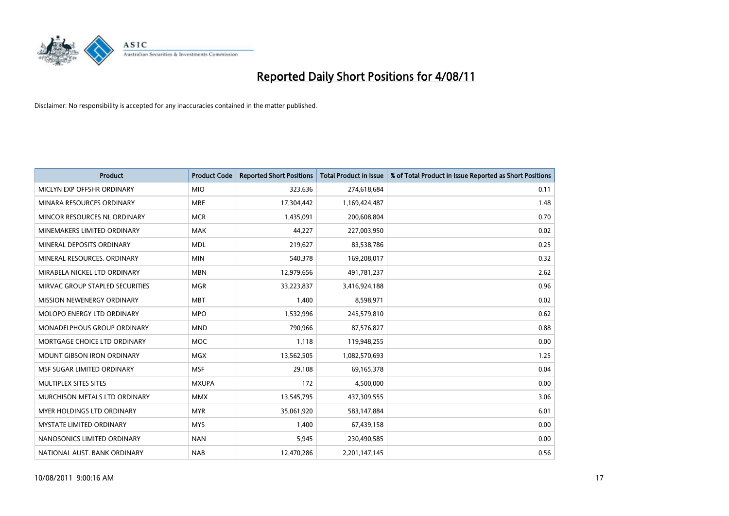# Reported Daily Short Positions for 4/08/11

Disclaimer: No responsibility is accepted for any inaccuracies contained in the matter published.

| Product | Product Code | Reported Short Positions | Total Product in Issue | % of Total Product in Issue Reported as Short Positions |
|---|---|---|---|---|
| MICLYN EXP OFFSHR ORDINARY | MIO | 323,636 | 274,618,684 | 0.11 |
| MINARA RESOURCES ORDINARY | MRE | 17,304,442 | 1,169,424,487 | 1.48 |
| MINCOR RESOURCES NL ORDINARY | MCR | 1,435,091 | 200,608,804 | 0.70 |
| MINEMAKERS LIMITED ORDINARY | MAK | 44,227 | 227,003,950 | 0.02 |
| MINERAL DEPOSITS ORDINARY | MDL | 219,627 | 83,538,786 | 0.25 |
| MINERAL RESOURCES. ORDINARY | MIN | 540,378 | 169,208,017 | 0.32 |
| MIRABELA NICKEL LTD ORDINARY | MBN | 12,979,656 | 491,781,237 | 2.62 |
| MIRVAC GROUP STAPLED SECURITIES | MGR | 33,223,837 | 3,416,924,188 | 0.96 |
| MISSION NEWENERGY ORDINARY | MBT | 1,400 | 8,598,971 | 0.02 |
| MOLOPO ENERGY LTD ORDINARY | MPO | 1,532,996 | 245,579,810 | 0.62 |
| MONADELPHOUS GROUP ORDINARY | MND | 790,966 | 87,576,827 | 0.88 |
| MORTGAGE CHOICE LTD ORDINARY | MOC | 1,118 | 119,948,255 | 0.00 |
| MOUNT GIBSON IRON ORDINARY | MGX | 13,562,505 | 1,082,570,693 | 1.25 |
| MSF SUGAR LIMITED ORDINARY | MSF | 29,108 | 69,165,378 | 0.04 |
| MULTIPLEX SITES SITES | MXUPA | 172 | 4,500,000 | 0.00 |
| MURCHISON METALS LTD ORDINARY | MMX | 13,545,795 | 437,309,555 | 3.06 |
| MYER HOLDINGS LTD ORDINARY | MYR | 35,061,920 | 583,147,884 | 6.01 |
| MYSTATE LIMITED ORDINARY | MYS | 1,400 | 67,439,158 | 0.00 |
| NANOSONICS LIMITED ORDINARY | NAN | 5,945 | 230,490,585 | 0.00 |
| NATIONAL AUST. BANK ORDINARY | NAB | 12,470,286 | 2,201,147,145 | 0.56 |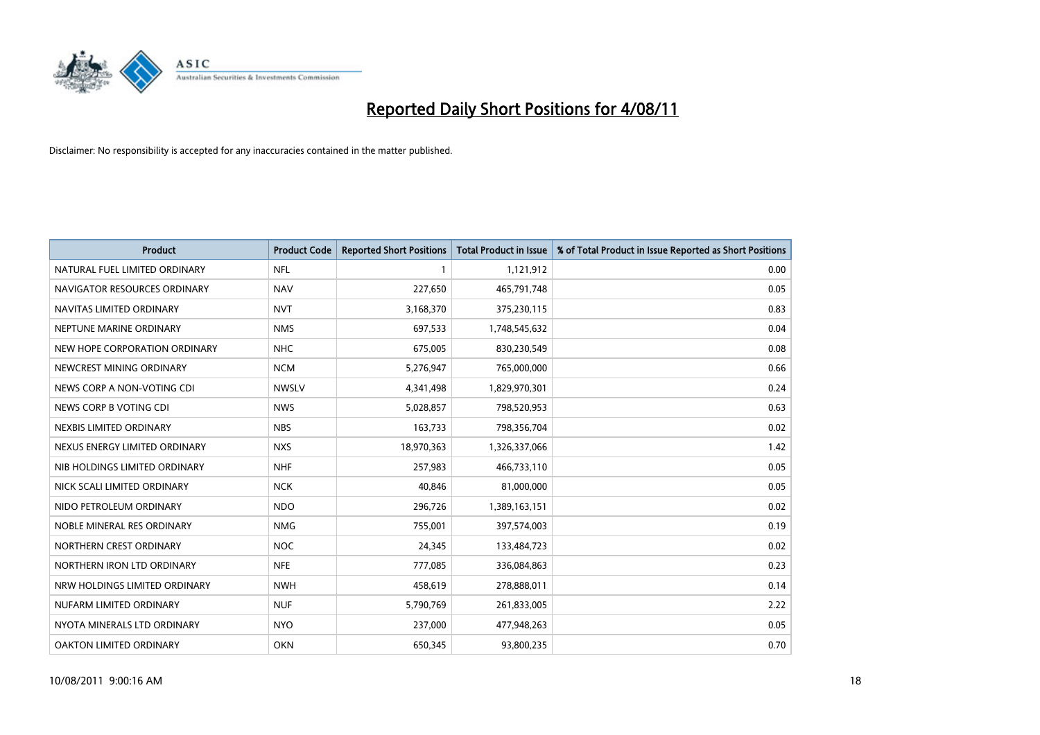# Reported Daily Short Positions for 4/08/11

Disclaimer: No responsibility is accepted for any inaccuracies contained in the matter published.

| Product | Product Code | Reported Short Positions | Total Product in Issue | % of Total Product in Issue Reported as Short Positions |
|---|---|---|---|---|
| NATURAL FUEL LIMITED ORDINARY | NFL | 1 | 1,121,912 | 0.00 |
| NAVIGATOR RESOURCES ORDINARY | NAV | 227,650 | 465,791,748 | 0.05 |
| NAVITAS LIMITED ORDINARY | NVT | 3,168,370 | 375,230,115 | 0.83 |
| NEPTUNE MARINE ORDINARY | NMS | 697,533 | 1,748,545,632 | 0.04 |
| NEW HOPE CORPORATION ORDINARY | NHC | 675,005 | 830,230,549 | 0.08 |
| NEWCREST MINING ORDINARY | NCM | 5,276,947 | 765,000,000 | 0.66 |
| NEWS CORP A NON-VOTING CDI | NWSLV | 4,341,498 | 1,829,970,301 | 0.24 |
| NEWS CORP B VOTING CDI | NWS | 5,028,857 | 798,520,953 | 0.63 |
| NEXBIS LIMITED ORDINARY | NBS | 163,733 | 798,356,704 | 0.02 |
| NEXUS ENERGY LIMITED ORDINARY | NXS | 18,970,363 | 1,326,337,066 | 1.42 |
| NIB HOLDINGS LIMITED ORDINARY | NHF | 257,983 | 466,733,110 | 0.05 |
| NICK SCALI LIMITED ORDINARY | NCK | 40,846 | 81,000,000 | 0.05 |
| NIDO PETROLEUM ORDINARY | NDO | 296,726 | 1,389,163,151 | 0.02 |
| NOBLE MINERAL RES ORDINARY | NMG | 755,001 | 397,574,003 | 0.19 |
| NORTHERN CREST ORDINARY | NOC | 24,345 | 133,484,723 | 0.02 |
| NORTHERN IRON LTD ORDINARY | NFE | 777,085 | 336,084,863 | 0.23 |
| NRW HOLDINGS LIMITED ORDINARY | NWH | 458,619 | 278,888,011 | 0.14 |
| NUFARM LIMITED ORDINARY | NUF | 5,790,769 | 261,833,005 | 2.22 |
| NYOTA MINERALS LTD ORDINARY | NYO | 237,000 | 477,948,263 | 0.05 |
| OAKTON LIMITED ORDINARY | OKN | 650,345 | 93,800,235 | 0.70 |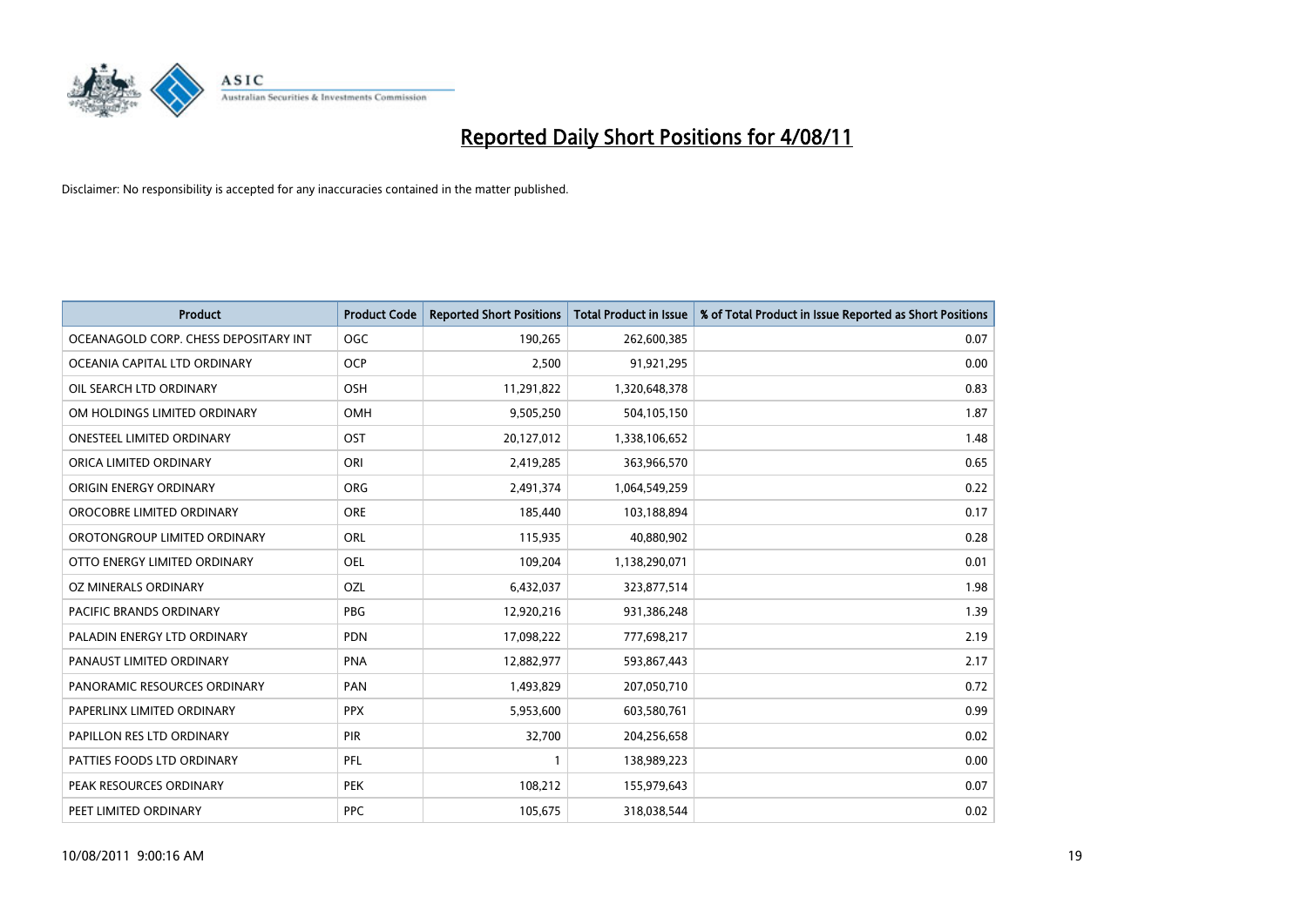# Reported Daily Short Positions for 4/08/11

Disclaimer: No responsibility is accepted for any inaccuracies contained in the matter published.

| Product | Product Code | Reported Short Positions | Total Product in Issue | % of Total Product in Issue Reported as Short Positions |
|---|---|---|---|---|
| OCEANAGOLD CORP. CHESS DEPOSITARY INT | OGC | 190,265 | 262,600,385 | 0.07 |
| OCEANIA CAPITAL LTD ORDINARY | OCP | 2,500 | 91,921,295 | 0.00 |
| OIL SEARCH LTD ORDINARY | OSH | 11,291,822 | 1,320,648,378 | 0.83 |
| OM HOLDINGS LIMITED ORDINARY | OMH | 9,505,250 | 504,105,150 | 1.87 |
| ONESTEEL LIMITED ORDINARY | OST | 20,127,012 | 1,338,106,652 | 1.48 |
| ORICA LIMITED ORDINARY | ORI | 2,419,285 | 363,966,570 | 0.65 |
| ORIGIN ENERGY ORDINARY | ORG | 2,491,374 | 1,064,549,259 | 0.22 |
| OROCOBRE LIMITED ORDINARY | ORE | 185,440 | 103,188,894 | 0.17 |
| OROTONGROUP LIMITED ORDINARY | ORL | 115,935 | 40,880,902 | 0.28 |
| OTTO ENERGY LIMITED ORDINARY | OEL | 109,204 | 1,138,290,071 | 0.01 |
| OZ MINERALS ORDINARY | OZL | 6,432,037 | 323,877,514 | 1.98 |
| PACIFIC BRANDS ORDINARY | PBG | 12,920,216 | 931,386,248 | 1.39 |
| PALADIN ENERGY LTD ORDINARY | PDN | 17,098,222 | 777,698,217 | 2.19 |
| PANAUST LIMITED ORDINARY | PNA | 12,882,977 | 593,867,443 | 2.17 |
| PANORAMIC RESOURCES ORDINARY | PAN | 1,493,829 | 207,050,710 | 0.72 |
| PAPERLINX LIMITED ORDINARY | PPX | 5,953,600 | 603,580,761 | 0.99 |
| PAPILLON RES LTD ORDINARY | PIR | 32,700 | 204,256,658 | 0.02 |
| PATTIES FOODS LTD ORDINARY | PFL | 1 | 138,989,223 | 0.00 |
| PEAK RESOURCES ORDINARY | PEK | 108,212 | 155,979,643 | 0.07 |
| PEET LIMITED ORDINARY | PPC | 105,675 | 318,038,544 | 0.02 |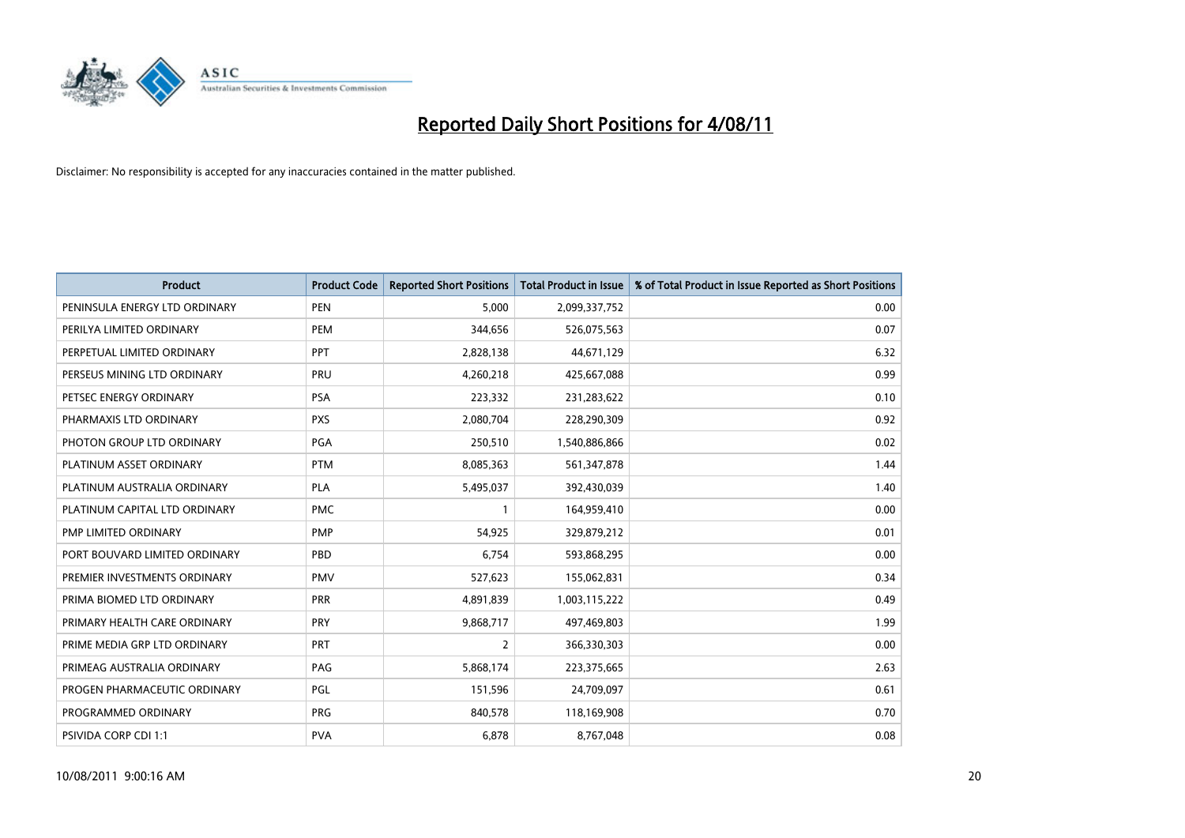# Reported Daily Short Positions for 4/08/11

Disclaimer: No responsibility is accepted for any inaccuracies contained in the matter published.

| Product | Product Code | Reported Short Positions | Total Product in Issue | % of Total Product in Issue Reported as Short Positions |
|---|---|---|---|---|
| PENINSULA ENERGY LTD ORDINARY | PEN | 5,000 | 2,099,337,752 | 0.00 |
| PERILYA LIMITED ORDINARY | PEM | 344,656 | 526,075,563 | 0.07 |
| PERPETUAL LIMITED ORDINARY | PPT | 2,828,138 | 44,671,129 | 6.32 |
| PERSEUS MINING LTD ORDINARY | PRU | 4,260,218 | 425,667,088 | 0.99 |
| PETSEC ENERGY ORDINARY | PSA | 223,332 | 231,283,622 | 0.10 |
| PHARMAXIS LTD ORDINARY | PXS | 2,080,704 | 228,290,309 | 0.92 |
| PHOTON GROUP LTD ORDINARY | PGA | 250,510 | 1,540,886,866 | 0.02 |
| PLATINUM ASSET ORDINARY | PTM | 8,085,363 | 561,347,878 | 1.44 |
| PLATINUM AUSTRALIA ORDINARY | PLA | 5,495,037 | 392,430,039 | 1.40 |
| PLATINUM CAPITAL LTD ORDINARY | PMC | 1 | 164,959,410 | 0.00 |
| PMP LIMITED ORDINARY | PMP | 54,925 | 329,879,212 | 0.01 |
| PORT BOUVARD LIMITED ORDINARY | PBD | 6,754 | 593,868,295 | 0.00 |
| PREMIER INVESTMENTS ORDINARY | PMV | 527,623 | 155,062,831 | 0.34 |
| PRIMA BIOMED LTD ORDINARY | PRR | 4,891,839 | 1,003,115,222 | 0.49 |
| PRIMARY HEALTH CARE ORDINARY | PRY | 9,868,717 | 497,469,803 | 1.99 |
| PRIME MEDIA GRP LTD ORDINARY | PRT | 2 | 366,330,303 | 0.00 |
| PRIMEAG AUSTRALIA ORDINARY | PAG | 5,868,174 | 223,375,665 | 2.63 |
| PROGEN PHARMACEUTIC ORDINARY | PGL | 151,596 | 24,709,097 | 0.61 |
| PROGRAMMED ORDINARY | PRG | 840,578 | 118,169,908 | 0.70 |
| PSIVIDA CORP CDI 1:1 | PVA | 6,878 | 8,767,048 | 0.08 |

10/08/2011 9:00:16 AM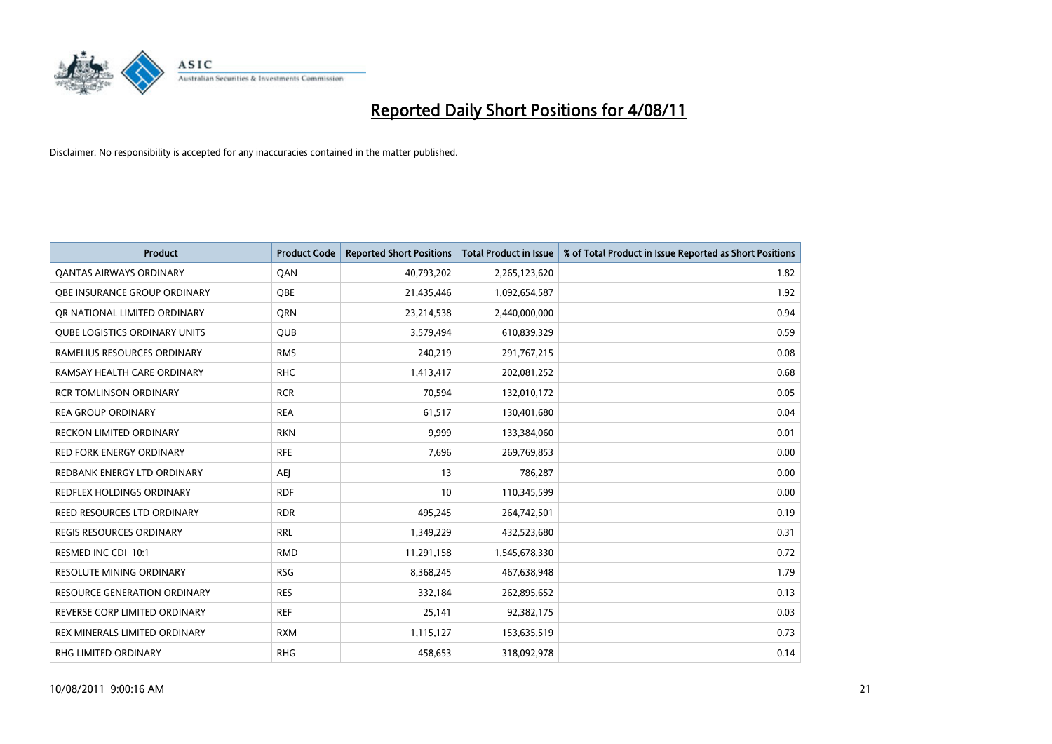# Reported Daily Short Positions for 4/08/11

Disclaimer: No responsibility is accepted for any inaccuracies contained in the matter published.

| Product | Product Code | Reported Short Positions | Total Product in Issue | % of Total Product in Issue Reported as Short Positions |
|---|---|---|---|---|
| QANTAS AIRWAYS ORDINARY | QAN | 40,793,202 | 2,265,123,620 | 1.82 |
| QBE INSURANCE GROUP ORDINARY | QBE | 21,435,446 | 1,092,654,587 | 1.92 |
| QR NATIONAL LIMITED ORDINARY | QRN | 23,214,538 | 2,440,000,000 | 0.94 |
| QUBE LOGISTICS ORDINARY UNITS | QUB | 3,579,494 | 610,839,329 | 0.59 |
| RAMELIUS RESOURCES ORDINARY | RMS | 240,219 | 291,767,215 | 0.08 |
| RAMSAY HEALTH CARE ORDINARY | RHC | 1,413,417 | 202,081,252 | 0.68 |
| RCR TOMLINSON ORDINARY | RCR | 70,594 | 132,010,172 | 0.05 |
| REA GROUP ORDINARY | REA | 61,517 | 130,401,680 | 0.04 |
| RECKON LIMITED ORDINARY | RKN | 9,999 | 133,384,060 | 0.01 |
| RED FORK ENERGY ORDINARY | RFE | 7,696 | 269,769,853 | 0.00 |
| REDBANK ENERGY LTD ORDINARY | AEJ | 13 | 786,287 | 0.00 |
| REDFLEX HOLDINGS ORDINARY | RDF | 10 | 110,345,599 | 0.00 |
| REED RESOURCES LTD ORDINARY | RDR | 495,245 | 264,742,501 | 0.19 |
| REGIS RESOURCES ORDINARY | RRL | 1,349,229 | 432,523,680 | 0.31 |
| RESMED INC CDI 10:1 | RMD | 11,291,158 | 1,545,678,330 | 0.72 |
| RESOLUTE MINING ORDINARY | RSG | 8,368,245 | 467,638,948 | 1.79 |
| RESOURCE GENERATION ORDINARY | RES | 332,184 | 262,895,652 | 0.13 |
| REVERSE CORP LIMITED ORDINARY | REF | 25,141 | 92,382,175 | 0.03 |
| REX MINERALS LIMITED ORDINARY | RXM | 1,115,127 | 153,635,519 | 0.73 |
| RHG LIMITED ORDINARY | RHG | 458,653 | 318,092,978 | 0.14 |

10/08/2011 9:00:16 AM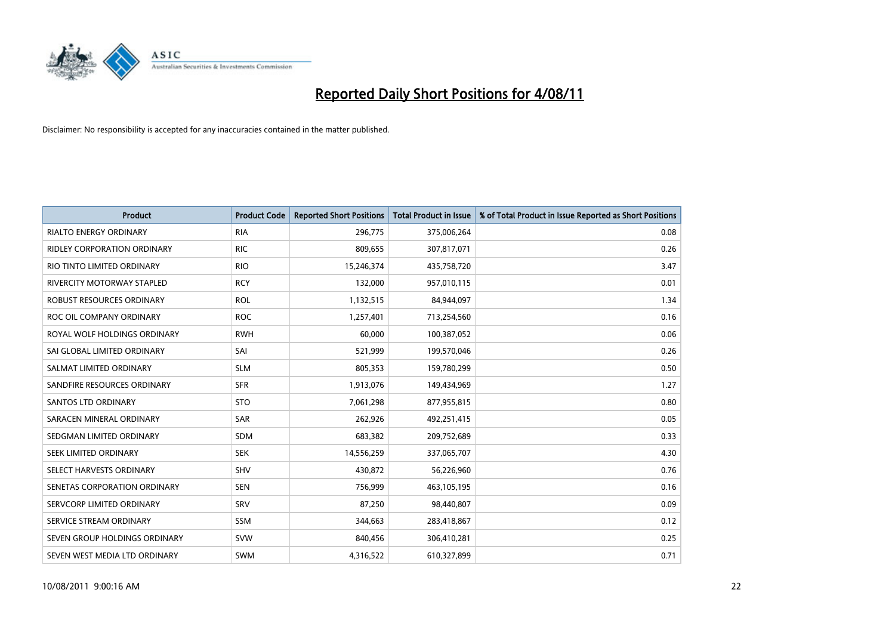# Reported Daily Short Positions for 4/08/11

Disclaimer: No responsibility is accepted for any inaccuracies contained in the matter published.

| Product | Product Code | Reported Short Positions | Total Product in Issue | % of Total Product in Issue Reported as Short Positions |
|---|---|---|---|---|
| RIALTO ENERGY ORDINARY | RIA | 296,775 | 375,006,264 | 0.08 |
| RIDLEY CORPORATION ORDINARY | RIC | 809,655 | 307,817,071 | 0.26 |
| RIO TINTO LIMITED ORDINARY | RIO | 15,246,374 | 435,758,720 | 3.47 |
| RIVERCITY MOTORWAY STAPLED | RCY | 132,000 | 957,010,115 | 0.01 |
| ROBUST RESOURCES ORDINARY | ROL | 1,132,515 | 84,944,097 | 1.34 |
| ROC OIL COMPANY ORDINARY | ROC | 1,257,401 | 713,254,560 | 0.16 |
| ROYAL WOLF HOLDINGS ORDINARY | RWH | 60,000 | 100,387,052 | 0.06 |
| SAI GLOBAL LIMITED ORDINARY | SAI | 521,999 | 199,570,046 | 0.26 |
| SALMAT LIMITED ORDINARY | SLM | 805,353 | 159,780,299 | 0.50 |
| SANDFIRE RESOURCES ORDINARY | SFR | 1,913,076 | 149,434,969 | 1.27 |
| SANTOS LTD ORDINARY | STO | 7,061,298 | 877,955,815 | 0.80 |
| SARACEN MINERAL ORDINARY | SAR | 262,926 | 492,251,415 | 0.05 |
| SEDGMAN LIMITED ORDINARY | SDM | 683,382 | 209,752,689 | 0.33 |
| SEEK LIMITED ORDINARY | SEK | 14,556,259 | 337,065,707 | 4.30 |
| SELECT HARVESTS ORDINARY | SHV | 430,872 | 56,226,960 | 0.76 |
| SENETAS CORPORATION ORDINARY | SEN | 756,999 | 463,105,195 | 0.16 |
| SERVCORP LIMITED ORDINARY | SRV | 87,250 | 98,440,807 | 0.09 |
| SERVICE STREAM ORDINARY | SSM | 344,663 | 283,418,867 | 0.12 |
| SEVEN GROUP HOLDINGS ORDINARY | SVW | 840,456 | 306,410,281 | 0.25 |
| SEVEN WEST MEDIA LTD ORDINARY | SWM | 4,316,522 | 610,327,899 | 0.71 |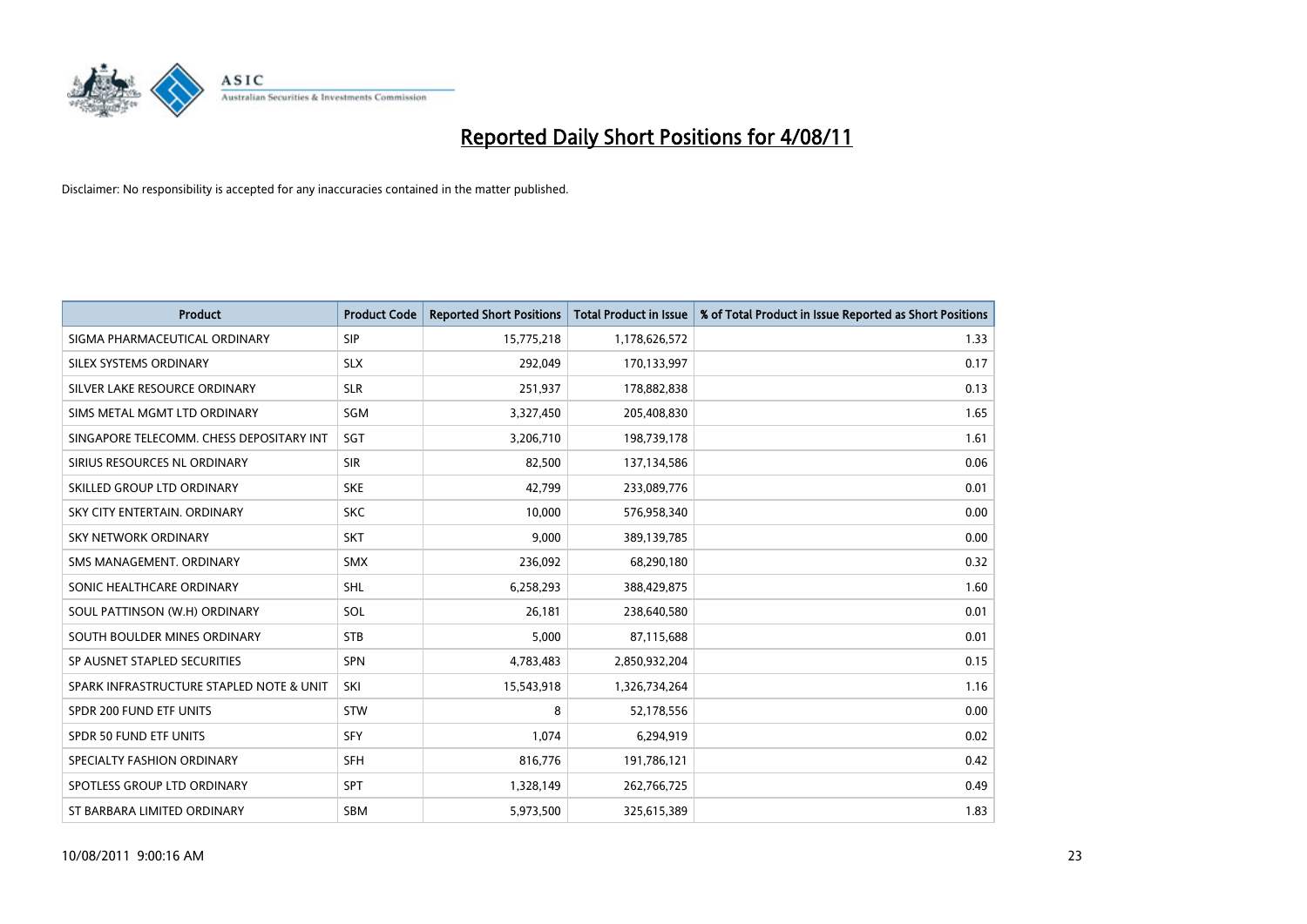# Reported Daily Short Positions for 4/08/11

Disclaimer: No responsibility is accepted for any inaccuracies contained in the matter published.

| Product | Product Code | Reported Short Positions | Total Product in Issue | % of Total Product in Issue Reported as Short Positions |
|---|---|---|---|---|
| SIGMA PHARMACEUTICAL ORDINARY | SIP | 15,775,218 | 1,178,626,572 | 1.33 |
| SILEX SYSTEMS ORDINARY | SLX | 292,049 | 170,133,997 | 0.17 |
| SILVER LAKE RESOURCE ORDINARY | SLR | 251,937 | 178,882,838 | 0.13 |
| SIMS METAL MGMT LTD ORDINARY | SGM | 3,327,450 | 205,408,830 | 1.65 |
| SINGAPORE TELECOMM. CHESS DEPOSITARY INT | SGT | 3,206,710 | 198,739,178 | 1.61 |
| SIRIUS RESOURCES NL ORDINARY | SIR | 82,500 | 137,134,586 | 0.06 |
| SKILLED GROUP LTD ORDINARY | SKE | 42,799 | 233,089,776 | 0.01 |
| SKY CITY ENTERTAIN. ORDINARY | SKC | 10,000 | 576,958,340 | 0.00 |
| SKY NETWORK ORDINARY | SKT | 9,000 | 389,139,785 | 0.00 |
| SMS MANAGEMENT. ORDINARY | SMX | 236,092 | 68,290,180 | 0.32 |
| SONIC HEALTHCARE ORDINARY | SHL | 6,258,293 | 388,429,875 | 1.60 |
| SOUL PATTINSON (W.H) ORDINARY | SOL | 26,181 | 238,640,580 | 0.01 |
| SOUTH BOULDER MINES ORDINARY | STB | 5,000 | 87,115,688 | 0.01 |
| SP AUSNET STAPLED SECURITIES | SPN | 4,783,483 | 2,850,932,204 | 0.15 |
| SPARK INFRASTRUCTURE STAPLED NOTE & UNIT | SKI | 15,543,918 | 1,326,734,264 | 1.16 |
| SPDR 200 FUND ETF UNITS | STW | 8 | 52,178,556 | 0.00 |
| SPDR 50 FUND ETF UNITS | SFY | 1,074 | 6,294,919 | 0.02 |
| SPECIALTY FASHION ORDINARY | SFH | 816,776 | 191,786,121 | 0.42 |
| SPOTLESS GROUP LTD ORDINARY | SPT | 1,328,149 | 262,766,725 | 0.49 |
| ST BARBARA LIMITED ORDINARY | SBM | 5,973,500 | 325,615,389 | 1.83 |

10/08/2011 9:00:16 AM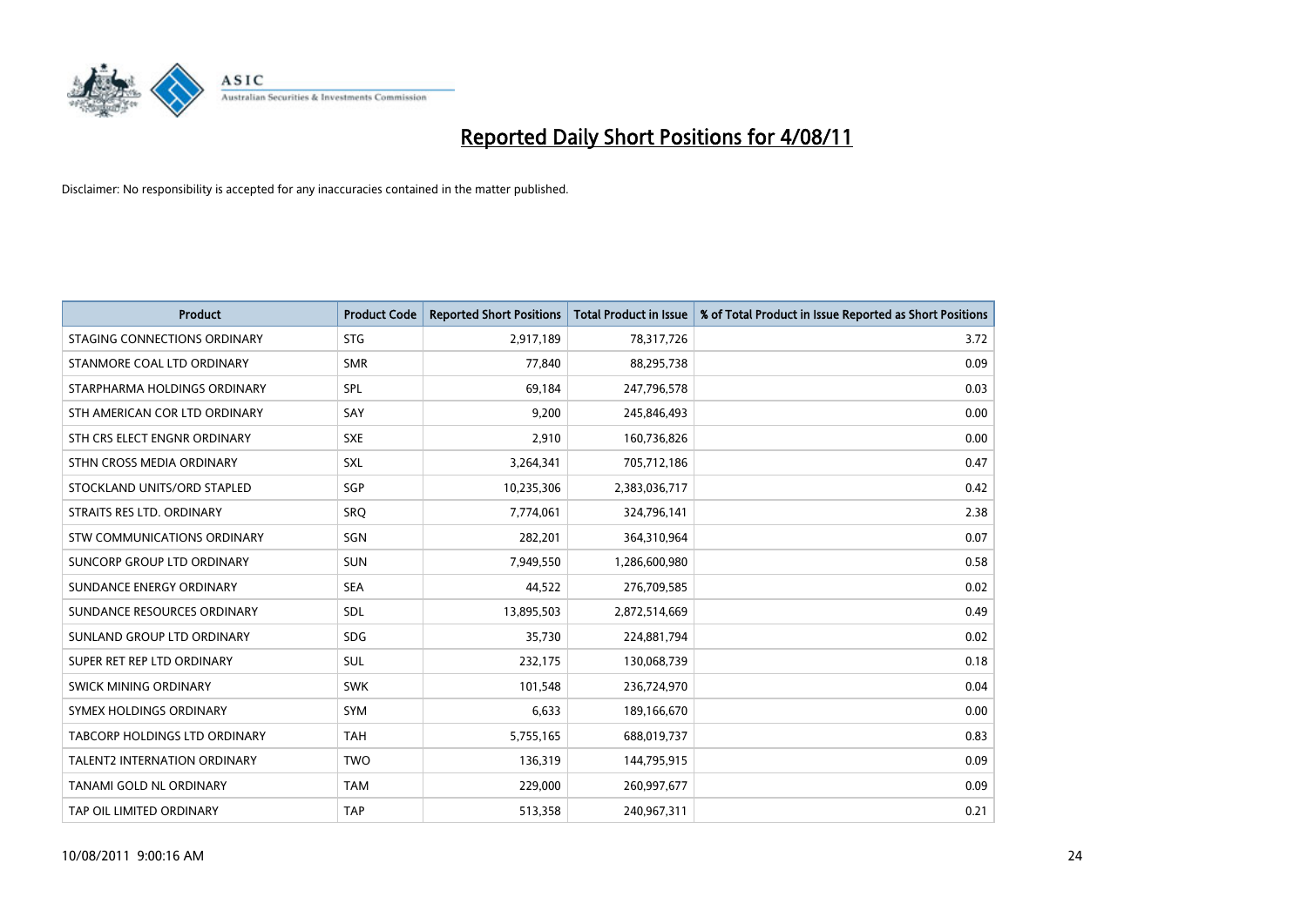# Reported Daily Short Positions for 4/08/11

Disclaimer: No responsibility is accepted for any inaccuracies contained in the matter published.

| Product | Product Code | Reported Short Positions | Total Product in Issue | % of Total Product in Issue Reported as Short Positions |
| --- | --- | --- | --- | --- |
| STAGING CONNECTIONS ORDINARY | STG | 2,917,189 | 78,317,726 | 3.72 |
| STANMORE COAL LTD ORDINARY | SMR | 77,840 | 88,295,738 | 0.09 |
| STARPHARMA HOLDINGS ORDINARY | SPL | 69,184 | 247,796,578 | 0.03 |
| STH AMERICAN COR LTD ORDINARY | SAY | 9,200 | 245,846,493 | 0.00 |
| STH CRS ELECT ENGNR ORDINARY | SXE | 2,910 | 160,736,826 | 0.00 |
| STHN CROSS MEDIA ORDINARY | SXL | 3,264,341 | 705,712,186 | 0.47 |
| STOCKLAND UNITS/ORD STAPLED | SGP | 10,235,306 | 2,383,036,717 | 0.42 |
| STRAITS RES LTD. ORDINARY | SRQ | 7,774,061 | 324,796,141 | 2.38 |
| STW COMMUNICATIONS ORDINARY | SGN | 282,201 | 364,310,964 | 0.07 |
| SUNCORP GROUP LTD ORDINARY | SUN | 7,949,550 | 1,286,600,980 | 0.58 |
| SUNDANCE ENERGY ORDINARY | SEA | 44,522 | 276,709,585 | 0.02 |
| SUNDANCE RESOURCES ORDINARY | SDL | 13,895,503 | 2,872,514,669 | 0.49 |
| SUNLAND GROUP LTD ORDINARY | SDG | 35,730 | 224,881,794 | 0.02 |
| SUPER RET REP LTD ORDINARY | SUL | 232,175 | 130,068,739 | 0.18 |
| SWICK MINING ORDINARY | SWK | 101,548 | 236,724,970 | 0.04 |
| SYMEX HOLDINGS ORDINARY | SYM | 6,633 | 189,166,670 | 0.00 |
| TABCORP HOLDINGS LTD ORDINARY | TAH | 5,755,165 | 688,019,737 | 0.83 |
| TALENT2 INTERNATION ORDINARY | TWO | 136,319 | 144,795,915 | 0.09 |
| TANAMI GOLD NL ORDINARY | TAM | 229,000 | 260,997,677 | 0.09 |
| TAP OIL LIMITED ORDINARY | TAP | 513,358 | 240,967,311 | 0.21 |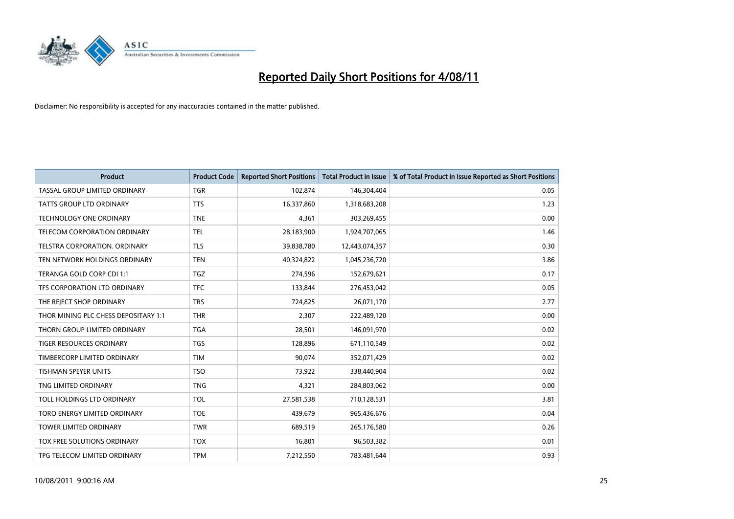# Reported Daily Short Positions for 4/08/11

Disclaimer: No responsibility is accepted for any inaccuracies contained in the matter published.

| Product | Product Code | Reported Short Positions | Total Product in Issue | % of Total Product in Issue Reported as Short Positions |
|---|---|---|---|---|
| TASSAL GROUP LIMITED ORDINARY | TGR | 102,874 | 146,304,404 | 0.05 |
| TATTS GROUP LTD ORDINARY | TTS | 16,337,860 | 1,318,683,208 | 1.23 |
| TECHNOLOGY ONE ORDINARY | TNE | 4,361 | 303,269,455 | 0.00 |
| TELECOM CORPORATION ORDINARY | TEL | 28,183,900 | 1,924,707,065 | 1.46 |
| TELSTRA CORPORATION. ORDINARY | TLS | 39,838,780 | 12,443,074,357 | 0.30 |
| TEN NETWORK HOLDINGS ORDINARY | TEN | 40,324,822 | 1,045,236,720 | 3.86 |
| TERANGA GOLD CORP CDI 1:1 | TGZ | 274,596 | 152,679,621 | 0.17 |
| TFS CORPORATION LTD ORDINARY | TFC | 133,844 | 276,453,042 | 0.05 |
| THE REJECT SHOP ORDINARY | TRS | 724,825 | 26,071,170 | 2.77 |
| THOR MINING PLC CHESS DEPOSITARY 1:1 | THR | 2,307 | 222,489,120 | 0.00 |
| THORN GROUP LIMITED ORDINARY | TGA | 28,501 | 146,091,970 | 0.02 |
| TIGER RESOURCES ORDINARY | TGS | 128,896 | 671,110,549 | 0.02 |
| TIMBERCORP LIMITED ORDINARY | TIM | 90,074 | 352,071,429 | 0.02 |
| TISHMAN SPEYER UNITS | TSO | 73,922 | 338,440,904 | 0.02 |
| TNG LIMITED ORDINARY | TNG | 4,321 | 284,803,062 | 0.00 |
| TOLL HOLDINGS LTD ORDINARY | TOL | 27,581,538 | 710,128,531 | 3.81 |
| TORO ENERGY LIMITED ORDINARY | TOE | 439,679 | 965,436,676 | 0.04 |
| TOWER LIMITED ORDINARY | TWR | 689,519 | 265,176,580 | 0.26 |
| TOX FREE SOLUTIONS ORDINARY | TOX | 16,801 | 96,503,382 | 0.01 |
| TPG TELECOM LIMITED ORDINARY | TPM | 7,212,550 | 783,481,644 | 0.93 |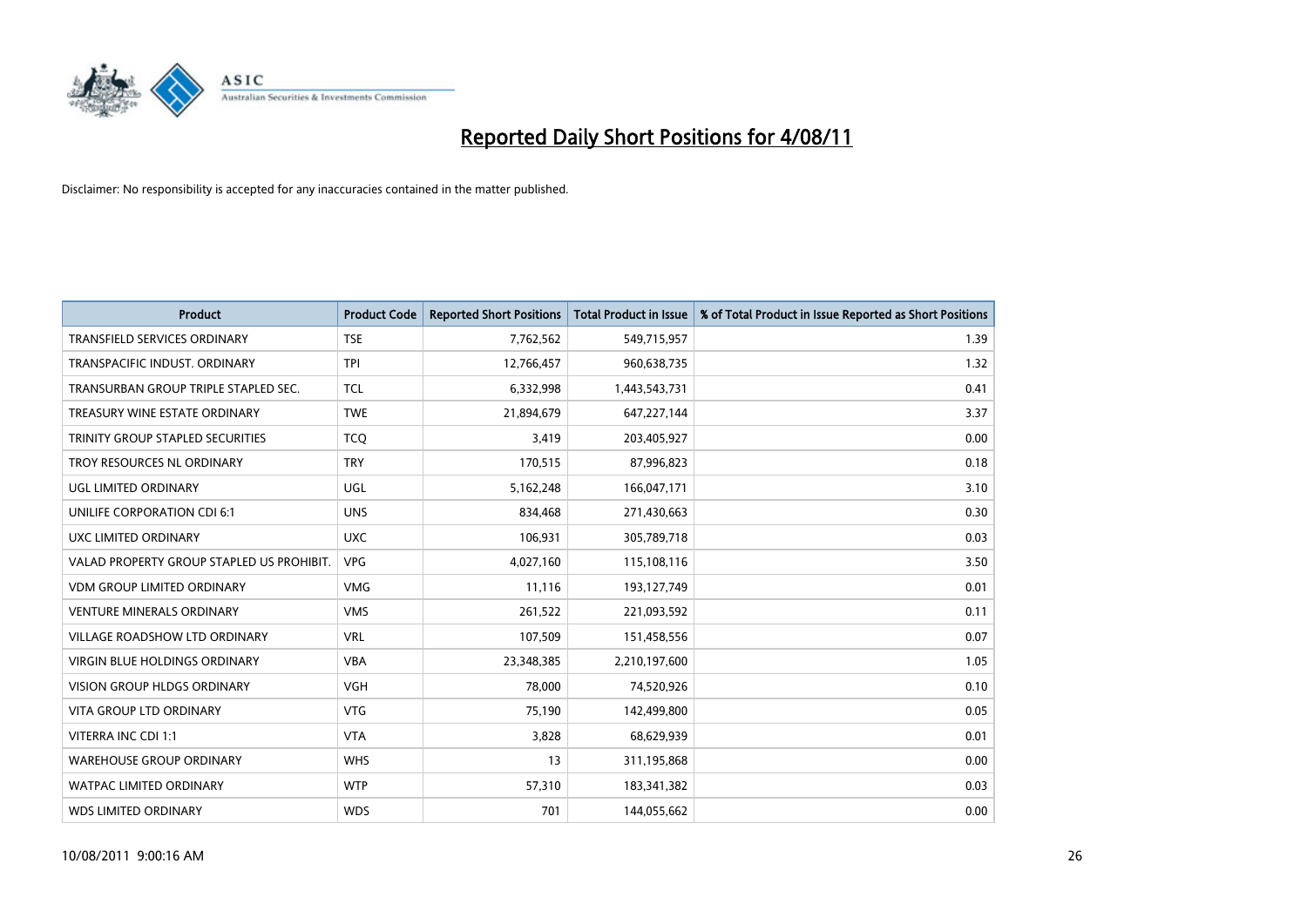# Reported Daily Short Positions for 4/08/11

Disclaimer: No responsibility is accepted for any inaccuracies contained in the matter published.

| Product | Product Code | Reported Short Positions | Total Product in Issue | % of Total Product in Issue Reported as Short Positions |
|---|---|---|---|---|
| TRANSFIELD SERVICES ORDINARY | TSE | 7,762,562 | 549,715,957 | 1.39 |
| TRANSPACIFIC INDUST. ORDINARY | TPI | 12,766,457 | 960,638,735 | 1.32 |
| TRANSURBAN GROUP TRIPLE STAPLED SEC. | TCL | 6,332,998 | 1,443,543,731 | 0.41 |
| TREASURY WINE ESTATE ORDINARY | TWE | 21,894,679 | 647,227,144 | 3.37 |
| TRINITY GROUP STAPLED SECURITIES | TCQ | 3,419 | 203,405,927 | 0.00 |
| TROY RESOURCES NL ORDINARY | TRY | 170,515 | 87,996,823 | 0.18 |
| UGL LIMITED ORDINARY | UGL | 5,162,248 | 166,047,171 | 3.10 |
| UNILIFE CORPORATION CDI 6:1 | UNS | 834,468 | 271,430,663 | 0.30 |
| UXC LIMITED ORDINARY | UXC | 106,931 | 305,789,718 | 0.03 |
| VALAD PROPERTY GROUP STAPLED US PROHIBIT. | VPG | 4,027,160 | 115,108,116 | 3.50 |
| VDM GROUP LIMITED ORDINARY | VMG | 11,116 | 193,127,749 | 0.01 |
| VENTURE MINERALS ORDINARY | VMS | 261,522 | 221,093,592 | 0.11 |
| VILLAGE ROADSHOW LTD ORDINARY | VRL | 107,509 | 151,458,556 | 0.07 |
| VIRGIN BLUE HOLDINGS ORDINARY | VBA | 23,348,385 | 2,210,197,600 | 1.05 |
| VISION GROUP HLDGS ORDINARY | VGH | 78,000 | 74,520,926 | 0.10 |
| VITA GROUP LTD ORDINARY | VTG | 75,190 | 142,499,800 | 0.05 |
| VITERRA INC CDI 1:1 | VTA | 3,828 | 68,629,939 | 0.01 |
| WAREHOUSE GROUP ORDINARY | WHS | 13 | 311,195,868 | 0.00 |
| WATPAC LIMITED ORDINARY | WTP | 57,310 | 183,341,382 | 0.03 |
| WDS LIMITED ORDINARY | WDS | 701 | 144,055,662 | 0.00 |

10/08/2011 9:00:16 AM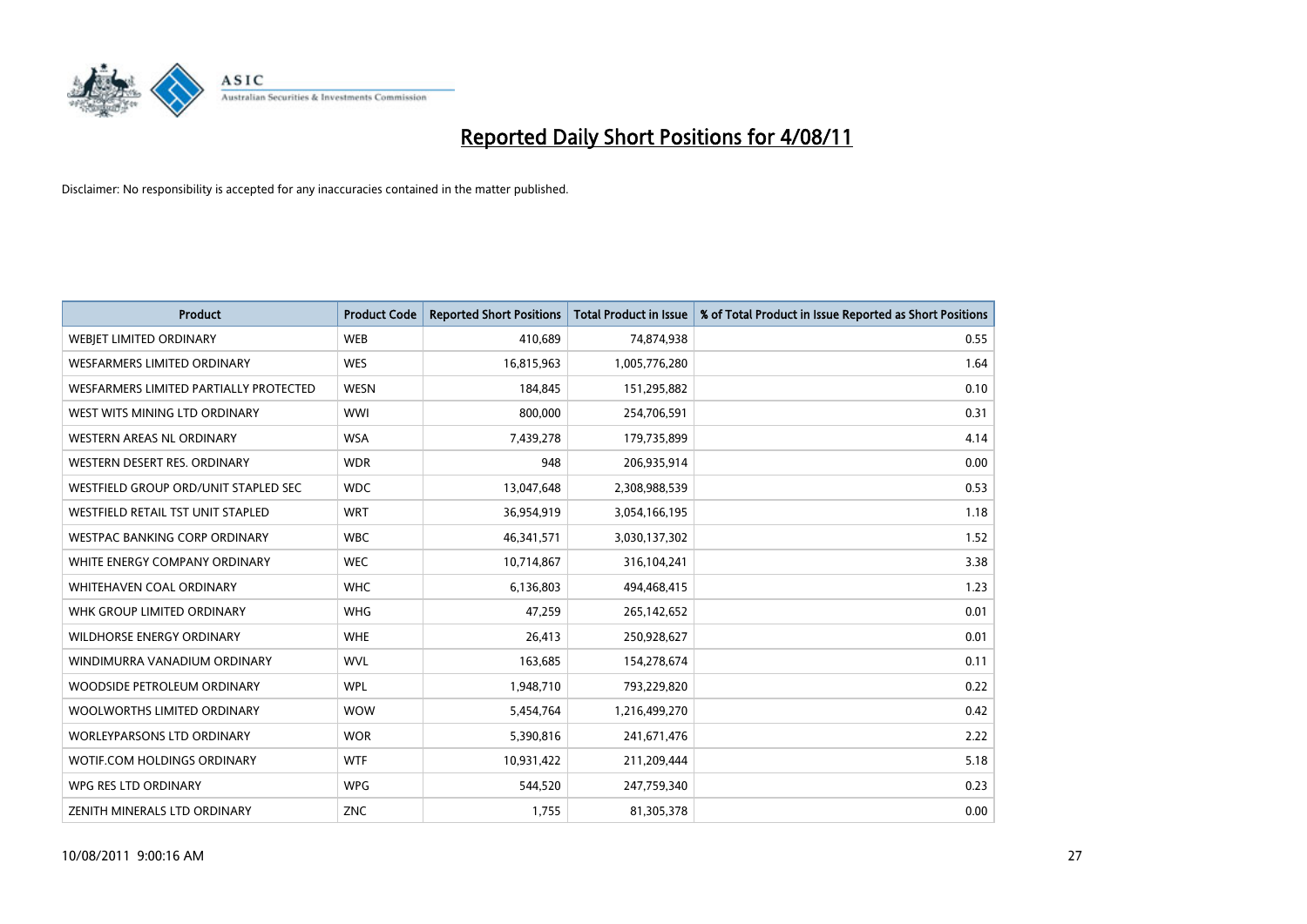# Reported Daily Short Positions for 4/08/11

Disclaimer: No responsibility is accepted for any inaccuracies contained in the matter published.

| Product | Product Code | Reported Short Positions | Total Product in Issue | % of Total Product in Issue Reported as Short Positions |
|---|---|---|---|---|
| WEBJET LIMITED ORDINARY | WEB | 410,689 | 74,874,938 | 0.55 |
| WESFARMERS LIMITED ORDINARY | WES | 16,815,963 | 1,005,776,280 | 1.64 |
| WESFARMERS LIMITED PARTIALLY PROTECTED | WESN | 184,845 | 151,295,882 | 0.10 |
| WEST WITS MINING LTD ORDINARY | WWI | 800,000 | 254,706,591 | 0.31 |
| WESTERN AREAS NL ORDINARY | WSA | 7,439,278 | 179,735,899 | 4.14 |
| WESTERN DESERT RES. ORDINARY | WDR | 948 | 206,935,914 | 0.00 |
| WESTFIELD GROUP ORD/UNIT STAPLED SEC | WDC | 13,047,648 | 2,308,988,539 | 0.53 |
| WESTFIELD RETAIL TST UNIT STAPLED | WRT | 36,954,919 | 3,054,166,195 | 1.18 |
| WESTPAC BANKING CORP ORDINARY | WBC | 46,341,571 | 3,030,137,302 | 1.52 |
| WHITE ENERGY COMPANY ORDINARY | WEC | 10,714,867 | 316,104,241 | 3.38 |
| WHITEHAVEN COAL ORDINARY | WHC | 6,136,803 | 494,468,415 | 1.23 |
| WHK GROUP LIMITED ORDINARY | WHG | 47,259 | 265,142,652 | 0.01 |
| WILDHORSE ENERGY ORDINARY | WHE | 26,413 | 250,928,627 | 0.01 |
| WINDIMURRA VANADIUM ORDINARY | WVL | 163,685 | 154,278,674 | 0.11 |
| WOODSIDE PETROLEUM ORDINARY | WPL | 1,948,710 | 793,229,820 | 0.22 |
| WOOLWORTHS LIMITED ORDINARY | WOW | 5,454,764 | 1,216,499,270 | 0.42 |
| WORLEYPARSONS LTD ORDINARY | WOR | 5,390,816 | 241,671,476 | 2.22 |
| WOTIF.COM HOLDINGS ORDINARY | WTF | 10,931,422 | 211,209,444 | 5.18 |
| WPG RES LTD ORDINARY | WPG | 544,520 | 247,759,340 | 0.23 |
| ZENITH MINERALS LTD ORDINARY | ZNC | 1,755 | 81,305,378 | 0.00 |

10/08/2011 9:00:16 AM